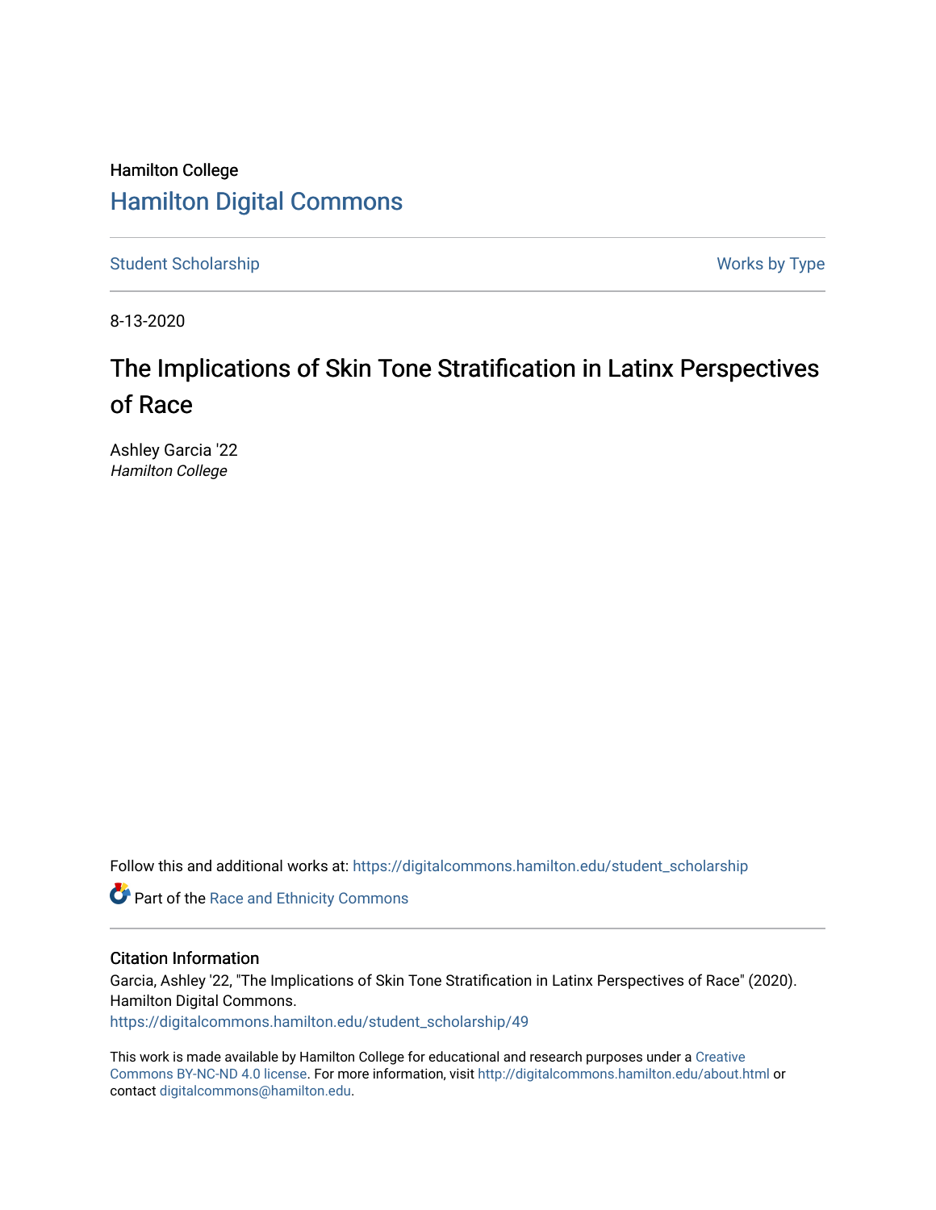Hamilton College

# Hamilton Digital Commons

Student Scholarship

Works by Type

8-13-2020

# The Implications of Skin Tone Stratification in Latinx Perspectives of Race

Ashley Garcia '22
*Hamilton College*

Follow this and additional works at: https://digitalcommons.hamilton.edu/student_scholarship

Part of the Race and Ethnicity Commons

## Citation Information

Garcia, Ashley '22, "The Implications of Skin Tone Stratification in Latinx Perspectives of Race" (2020). Hamilton Digital Commons.
https://digitalcommons.hamilton.edu/student_scholarship/49

This work is made available by Hamilton College for educational and research purposes under a Creative Commons BY-NC-ND 4.0 license. For more information, visit http://digitalcommons.hamilton.edu/about.html or contact digitalcommons@hamilton.edu.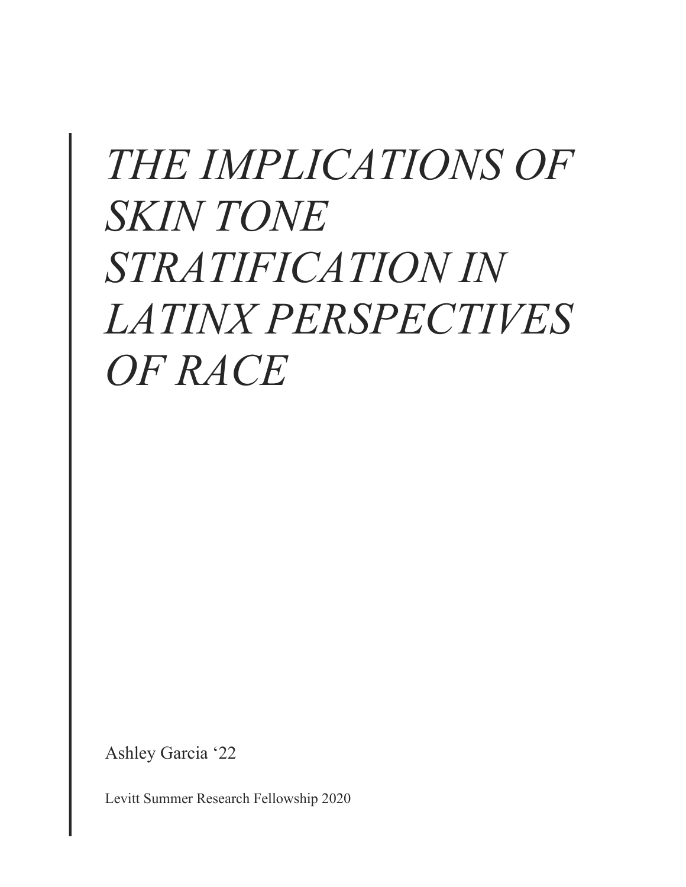# *THE IMPLICATIONS OF SKIN TONE STRATIFICATION IN LATINX PERSPECTIVES OF RACE*

Ashley Garcia '22

Levitt Summer Research Fellowship 2020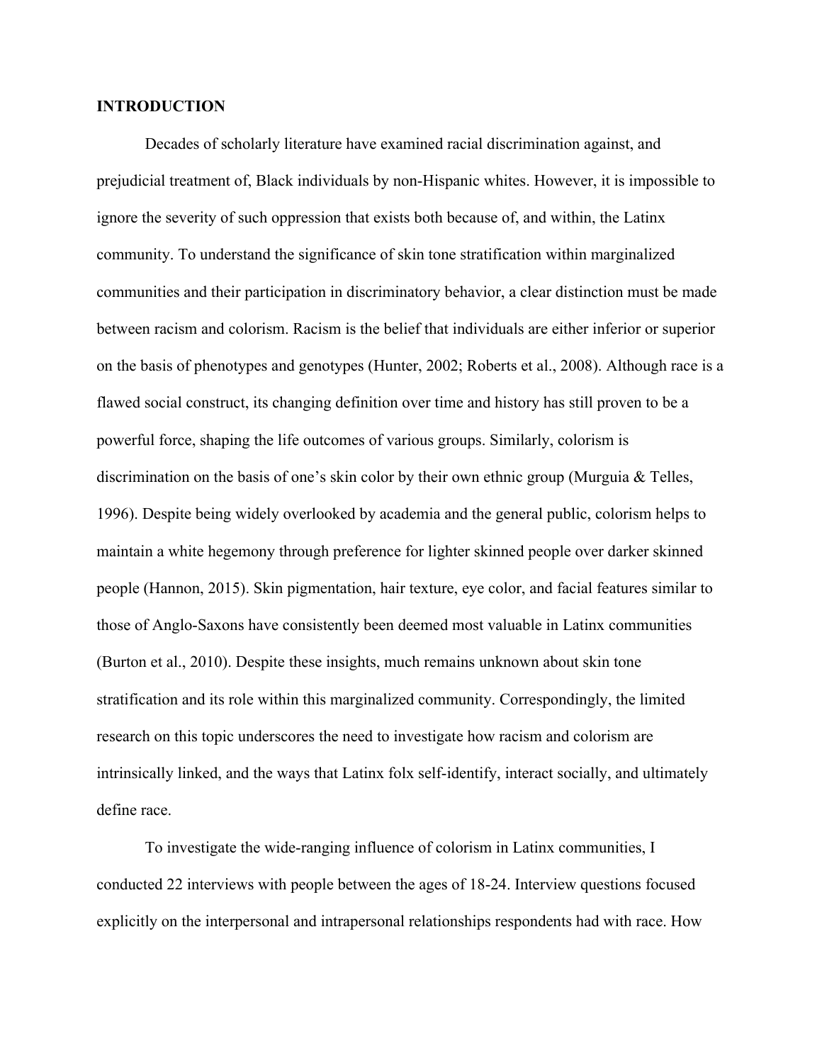**INTRODUCTION**

Decades of scholarly literature have examined racial discrimination against, and prejudicial treatment of, Black individuals by non-Hispanic whites. However, it is impossible to ignore the severity of such oppression that exists both because of, and within, the Latinx community. To understand the significance of skin tone stratification within marginalized communities and their participation in discriminatory behavior, a clear distinction must be made between racism and colorism. Racism is the belief that individuals are either inferior or superior on the basis of phenotypes and genotypes (Hunter, 2002; Roberts et al., 2008). Although race is a flawed social construct, its changing definition over time and history has still proven to be a powerful force, shaping the life outcomes of various groups. Similarly, colorism is discrimination on the basis of one's skin color by their own ethnic group (Murguia & Telles, 1996). Despite being widely overlooked by academia and the general public, colorism helps to maintain a white hegemony through preference for lighter skinned people over darker skinned people (Hannon, 2015). Skin pigmentation, hair texture, eye color, and facial features similar to those of Anglo-Saxons have consistently been deemed most valuable in Latinx communities (Burton et al., 2010). Despite these insights, much remains unknown about skin tone stratification and its role within this marginalized community. Correspondingly, the limited research on this topic underscores the need to investigate how racism and colorism are intrinsically linked, and the ways that Latinx folx self-identify, interact socially, and ultimately define race.

To investigate the wide-ranging influence of colorism in Latinx communities, I conducted 22 interviews with people between the ages of 18-24. Interview questions focused explicitly on the interpersonal and intrapersonal relationships respondents had with race. How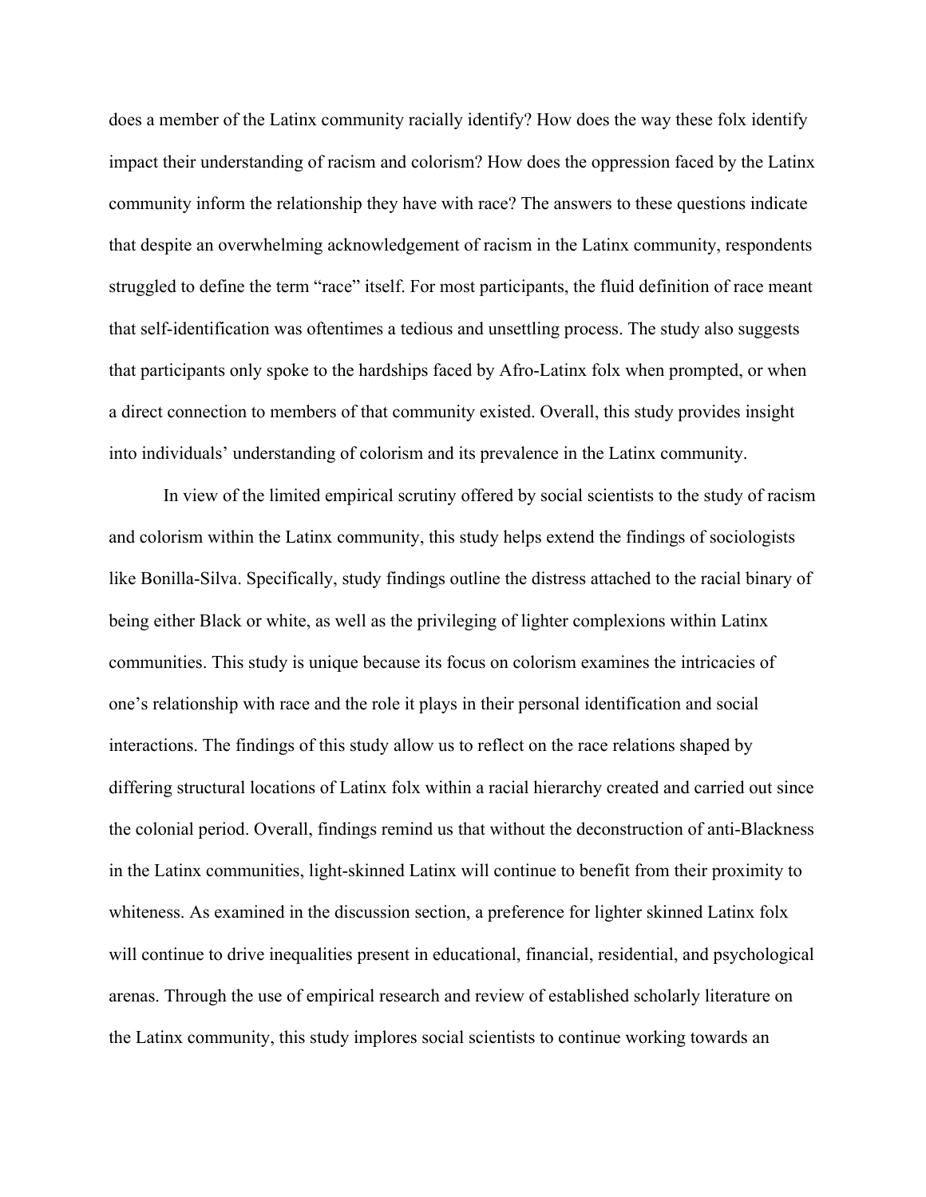does a member of the Latinx community racially identify? How does the way these folx identify impact their understanding of racism and colorism? How does the oppression faced by the Latinx community inform the relationship they have with race? The answers to these questions indicate that despite an overwhelming acknowledgement of racism in the Latinx community, respondents struggled to define the term "race" itself. For most participants, the fluid definition of race meant that self-identification was oftentimes a tedious and unsettling process. The study also suggests that participants only spoke to the hardships faced by Afro-Latinx folx when prompted, or when a direct connection to members of that community existed. Overall, this study provides insight into individuals' understanding of colorism and its prevalence in the Latinx community.

In view of the limited empirical scrutiny offered by social scientists to the study of racism and colorism within the Latinx community, this study helps extend the findings of sociologists like Bonilla-Silva. Specifically, study findings outline the distress attached to the racial binary of being either Black or white, as well as the privileging of lighter complexions within Latinx communities. This study is unique because its focus on colorism examines the intricacies of one's relationship with race and the role it plays in their personal identification and social interactions. The findings of this study allow us to reflect on the race relations shaped by differing structural locations of Latinx folx within a racial hierarchy created and carried out since the colonial period. Overall, findings remind us that without the deconstruction of anti-Blackness in the Latinx communities, light-skinned Latinx will continue to benefit from their proximity to whiteness. As examined in the discussion section, a preference for lighter skinned Latinx folx will continue to drive inequalities present in educational, financial, residential, and psychological arenas. Through the use of empirical research and review of established scholarly literature on the Latinx community, this study implores social scientists to continue working towards an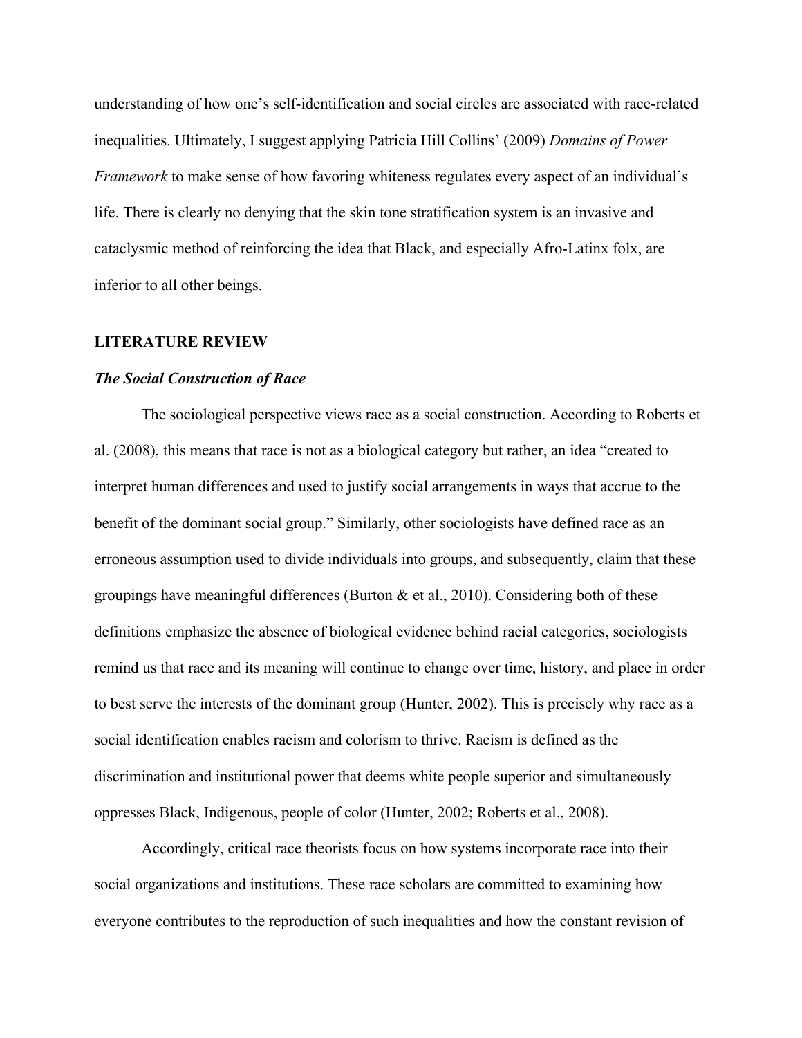understanding of how one's self-identification and social circles are associated with race-related inequalities. Ultimately, I suggest applying Patricia Hill Collins' (2009) *Domains of Power Framework* to make sense of how favoring whiteness regulates every aspect of an individual's life. There is clearly no denying that the skin tone stratification system is an invasive and cataclysmic method of reinforcing the idea that Black, and especially Afro-Latinx folx, are inferior to all other beings.

## LITERATURE REVIEW

### *The Social Construction of Race*

The sociological perspective views race as a social construction. According to Roberts et al. (2008), this means that race is not as a biological category but rather, an idea "created to interpret human differences and used to justify social arrangements in ways that accrue to the benefit of the dominant social group." Similarly, other sociologists have defined race as an erroneous assumption used to divide individuals into groups, and subsequently, claim that these groupings have meaningful differences (Burton & et al., 2010). Considering both of these definitions emphasize the absence of biological evidence behind racial categories, sociologists remind us that race and its meaning will continue to change over time, history, and place in order to best serve the interests of the dominant group (Hunter, 2002). This is precisely why race as a social identification enables racism and colorism to thrive. Racism is defined as the discrimination and institutional power that deems white people superior and simultaneously oppresses Black, Indigenous, people of color (Hunter, 2002; Roberts et al., 2008).

Accordingly, critical race theorists focus on how systems incorporate race into their social organizations and institutions. These race scholars are committed to examining how everyone contributes to the reproduction of such inequalities and how the constant revision of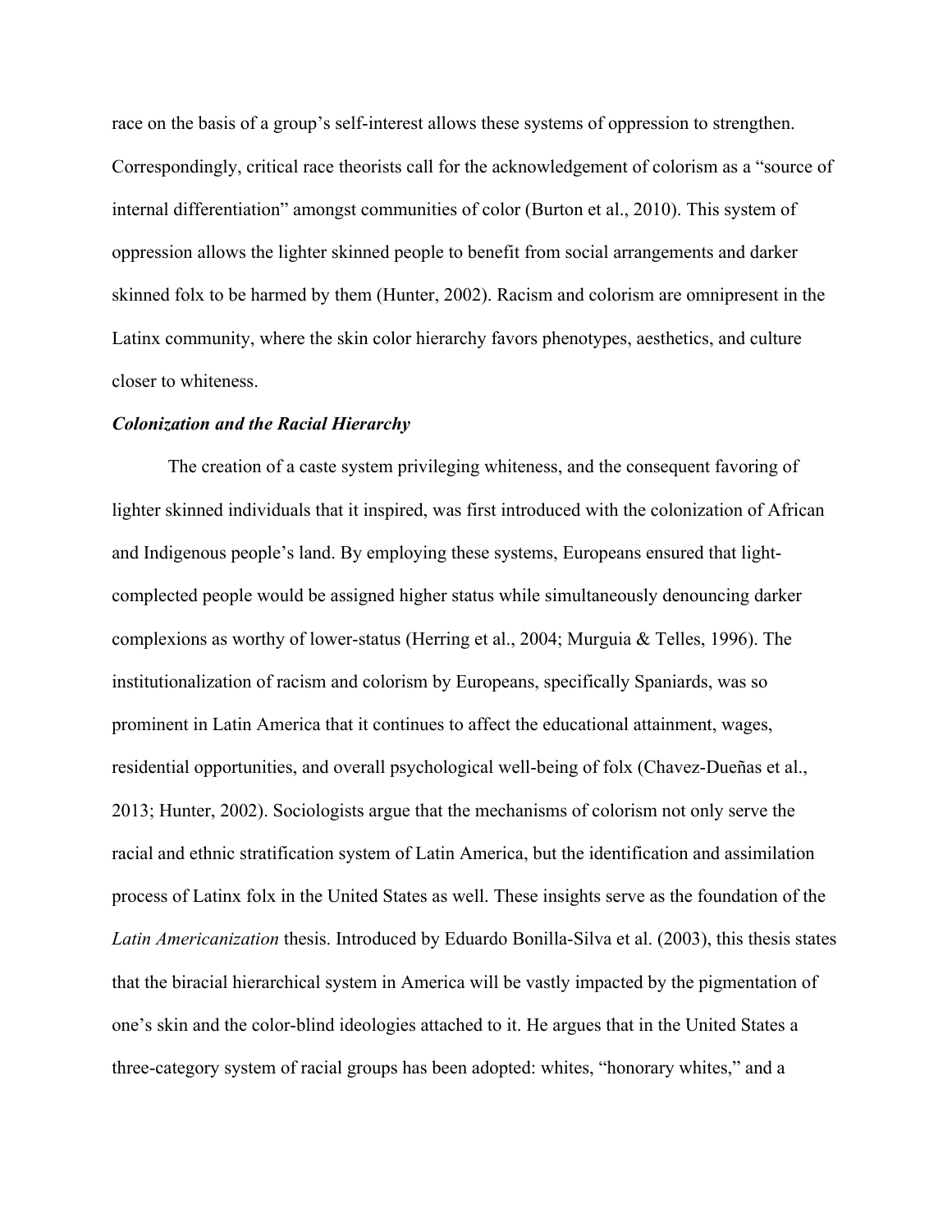race on the basis of a group's self-interest allows these systems of oppression to strengthen. Correspondingly, critical race theorists call for the acknowledgement of colorism as a "source of internal differentiation" amongst communities of color (Burton et al., 2010). This system of oppression allows the lighter skinned people to benefit from social arrangements and darker skinned folx to be harmed by them (Hunter, 2002). Racism and colorism are omnipresent in the Latinx community, where the skin color hierarchy favors phenotypes, aesthetics, and culture closer to whiteness.

***Colonization and the Racial Hierarchy***

The creation of a caste system privileging whiteness, and the consequent favoring of lighter skinned individuals that it inspired, was first introduced with the colonization of African and Indigenous people's land. By employing these systems, Europeans ensured that light-complected people would be assigned higher status while simultaneously denouncing darker complexions as worthy of lower-status (Herring et al., 2004; Murguia & Telles, 1996). The institutionalization of racism and colorism by Europeans, specifically Spaniards, was so prominent in Latin America that it continues to affect the educational attainment, wages, residential opportunities, and overall psychological well-being of folx (Chavez-Dueñas et al., 2013; Hunter, 2002). Sociologists argue that the mechanisms of colorism not only serve the racial and ethnic stratification system of Latin America, but the identification and assimilation process of Latinx folx in the United States as well. These insights serve as the foundation of the *Latin Americanization* thesis. Introduced by Eduardo Bonilla-Silva et al. (2003), this thesis states that the biracial hierarchical system in America will be vastly impacted by the pigmentation of one's skin and the color-blind ideologies attached to it. He argues that in the United States a three-category system of racial groups has been adopted: whites, "honorary whites," and a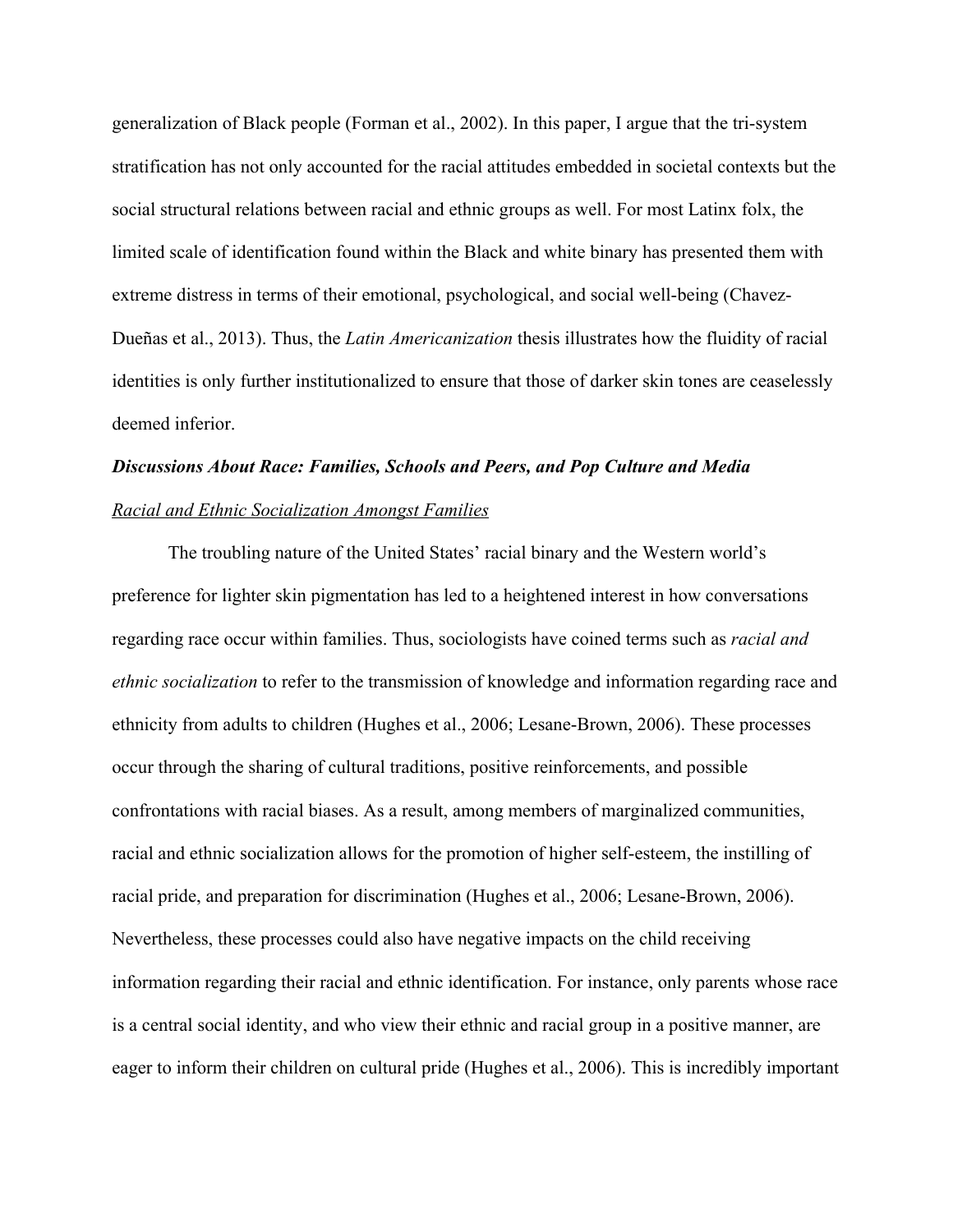generalization of Black people (Forman et al., 2002). In this paper, I argue that the tri-system stratification has not only accounted for the racial attitudes embedded in societal contexts but the social structural relations between racial and ethnic groups as well. For most Latinx folx, the limited scale of identification found within the Black and white binary has presented them with extreme distress in terms of their emotional, psychological, and social well-being (Chavez-Dueñas et al., 2013). Thus, the *Latin Americanization* thesis illustrates how the fluidity of racial identities is only further institutionalized to ensure that those of darker skin tones are ceaselessly deemed inferior.

## ***Discussions About Race: Families, Schools and Peers, and Pop Culture and Media***

### <u>Racial and Ethnic Socialization Amongst Families</u>

The troubling nature of the United States' racial binary and the Western world's preference for lighter skin pigmentation has led to a heightened interest in how conversations regarding race occur within families. Thus, sociologists have coined terms such as *racial and ethnic socialization* to refer to the transmission of knowledge and information regarding race and ethnicity from adults to children (Hughes et al., 2006; Lesane-Brown, 2006). These processes occur through the sharing of cultural traditions, positive reinforcements, and possible confrontations with racial biases. As a result, among members of marginalized communities, racial and ethnic socialization allows for the promotion of higher self-esteem, the instilling of racial pride, and preparation for discrimination (Hughes et al., 2006; Lesane-Brown, 2006). Nevertheless, these processes could also have negative impacts on the child receiving information regarding their racial and ethnic identification. For instance, only parents whose race is a central social identity, and who view their ethnic and racial group in a positive manner, are eager to inform their children on cultural pride (Hughes et al., 2006). This is incredibly important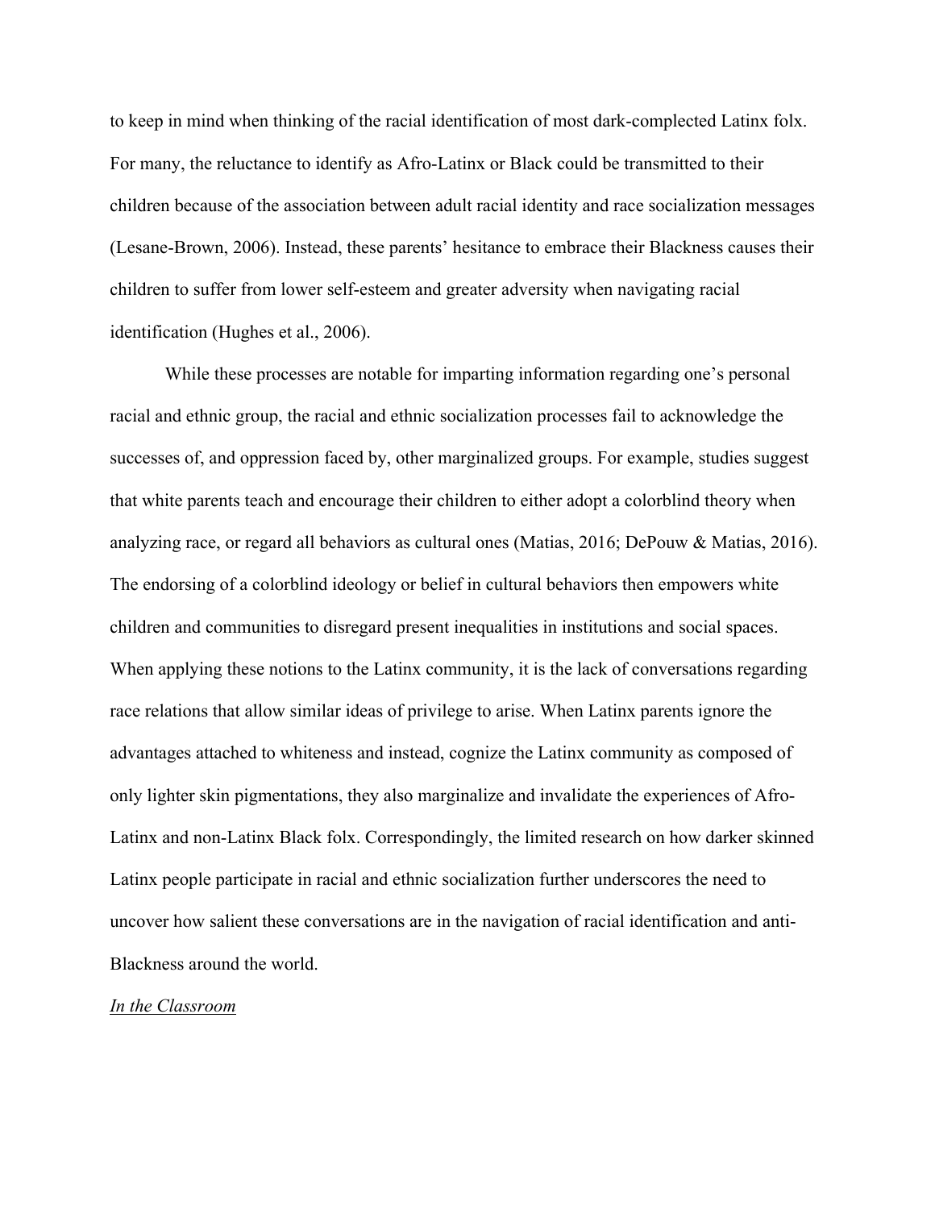to keep in mind when thinking of the racial identification of most dark-complected Latinx folx. For many, the reluctance to identify as Afro-Latinx or Black could be transmitted to their children because of the association between adult racial identity and race socialization messages (Lesane-Brown, 2006). Instead, these parents' hesitance to embrace their Blackness causes their children to suffer from lower self-esteem and greater adversity when navigating racial identification (Hughes et al., 2006).

While these processes are notable for imparting information regarding one's personal racial and ethnic group, the racial and ethnic socialization processes fail to acknowledge the successes of, and oppression faced by, other marginalized groups. For example, studies suggest that white parents teach and encourage their children to either adopt a colorblind theory when analyzing race, or regard all behaviors as cultural ones (Matias, 2016; DePouw & Matias, 2016). The endorsing of a colorblind ideology or belief in cultural behaviors then empowers white children and communities to disregard present inequalities in institutions and social spaces. When applying these notions to the Latinx community, it is the lack of conversations regarding race relations that allow similar ideas of privilege to arise. When Latinx parents ignore the advantages attached to whiteness and instead, cognize the Latinx community as composed of only lighter skin pigmentations, they also marginalize and invalidate the experiences of Afro-Latinx and non-Latinx Black folx. Correspondingly, the limited research on how darker skinned Latinx people participate in racial and ethnic socialization further underscores the need to uncover how salient these conversations are in the navigation of racial identification and anti-Blackness around the world.

*In the Classroom*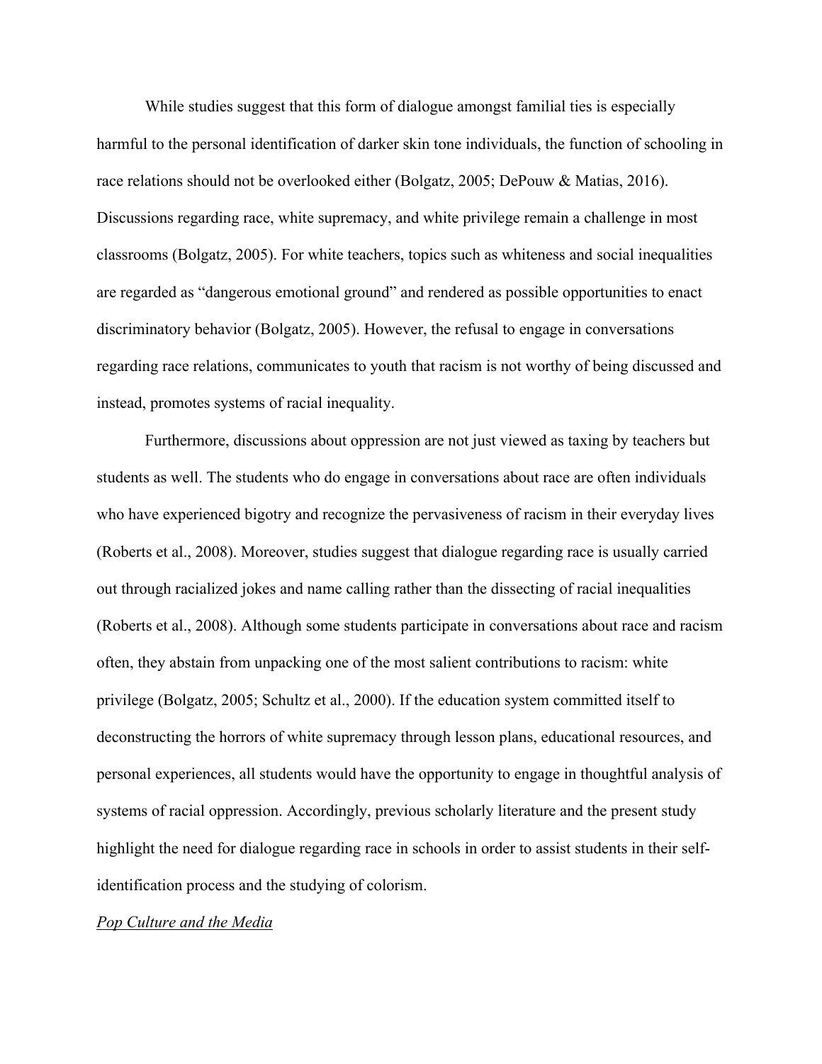While studies suggest that this form of dialogue amongst familial ties is especially harmful to the personal identification of darker skin tone individuals, the function of schooling in race relations should not be overlooked either (Bolgatz, 2005; DePouw & Matias, 2016). Discussions regarding race, white supremacy, and white privilege remain a challenge in most classrooms (Bolgatz, 2005). For white teachers, topics such as whiteness and social inequalities are regarded as "dangerous emotional ground" and rendered as possible opportunities to enact discriminatory behavior (Bolgatz, 2005). However, the refusal to engage in conversations regarding race relations, communicates to youth that racism is not worthy of being discussed and instead, promotes systems of racial inequality.

Furthermore, discussions about oppression are not just viewed as taxing by teachers but students as well. The students who do engage in conversations about race are often individuals who have experienced bigotry and recognize the pervasiveness of racism in their everyday lives (Roberts et al., 2008). Moreover, studies suggest that dialogue regarding race is usually carried out through racialized jokes and name calling rather than the dissecting of racial inequalities (Roberts et al., 2008). Although some students participate in conversations about race and racism often, they abstain from unpacking one of the most salient contributions to racism: white privilege (Bolgatz, 2005; Schultz et al., 2000). If the education system committed itself to deconstructing the horrors of white supremacy through lesson plans, educational resources, and personal experiences, all students would have the opportunity to engage in thoughtful analysis of systems of racial oppression. Accordingly, previous scholarly literature and the present study highlight the need for dialogue regarding race in schools in order to assist students in their self-identification process and the studying of colorism.

*Pop Culture and the Media*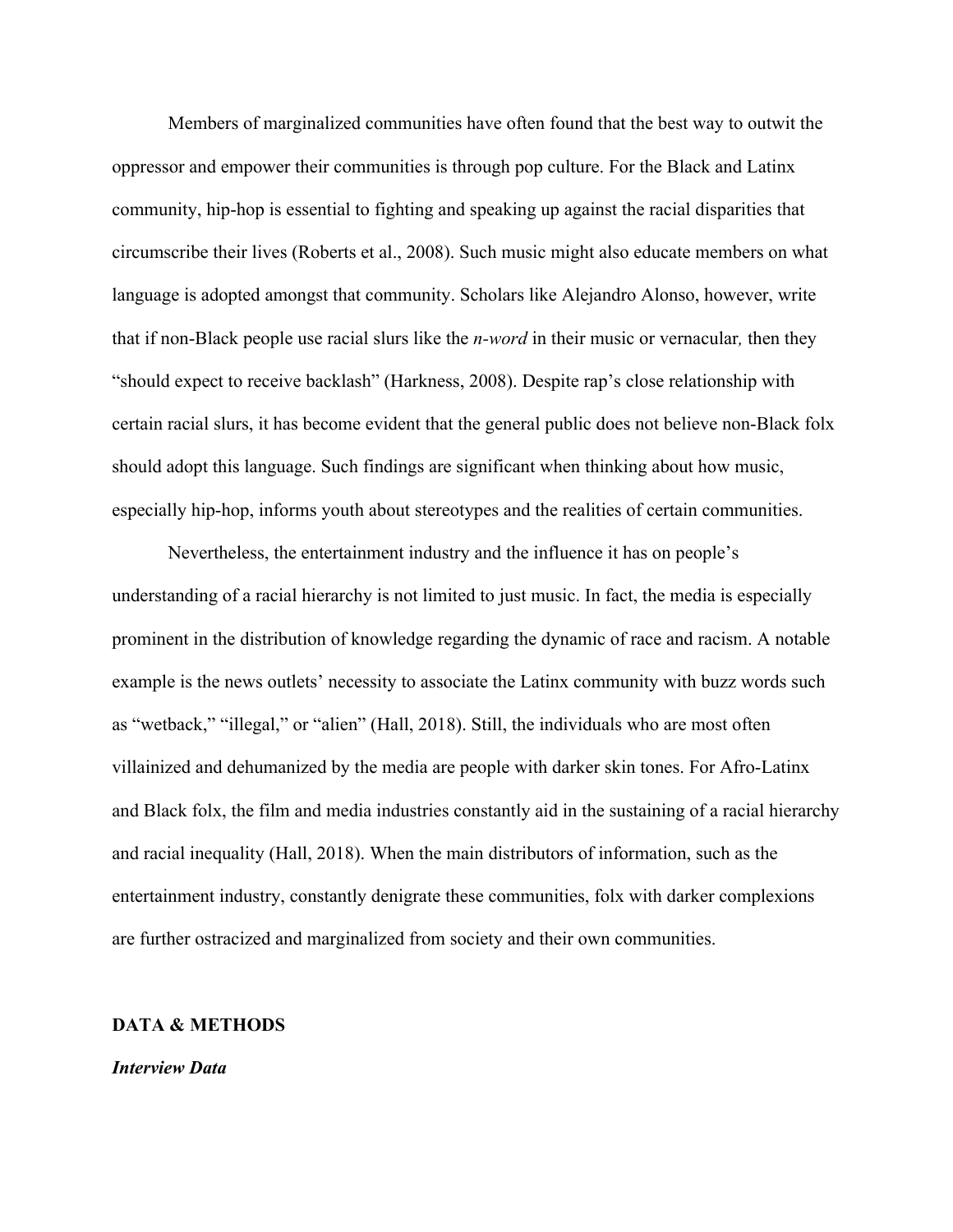Members of marginalized communities have often found that the best way to outwit the oppressor and empower their communities is through pop culture. For the Black and Latinx community, hip-hop is essential to fighting and speaking up against the racial disparities that circumscribe their lives (Roberts et al., 2008). Such music might also educate members on what language is adopted amongst that community. Scholars like Alejandro Alonso, however, write that if non-Black people use racial slurs like the *n-word* in their music or vernacular*,* then they "should expect to receive backlash" (Harkness, 2008). Despite rap's close relationship with certain racial slurs, it has become evident that the general public does not believe non-Black folx should adopt this language. Such findings are significant when thinking about how music, especially hip-hop, informs youth about stereotypes and the realities of certain communities.

Nevertheless, the entertainment industry and the influence it has on people's understanding of a racial hierarchy is not limited to just music. In fact, the media is especially prominent in the distribution of knowledge regarding the dynamic of race and racism. A notable example is the news outlets' necessity to associate the Latinx community with buzz words such as "wetback," "illegal," or "alien" (Hall, 2018). Still, the individuals who are most often villainized and dehumanized by the media are people with darker skin tones. For Afro-Latinx and Black folx, the film and media industries constantly aid in the sustaining of a racial hierarchy and racial inequality (Hall, 2018). When the main distributors of information, such as the entertainment industry, constantly denigrate these communities, folx with darker complexions are further ostracized and marginalized from society and their own communities.

## DATA & METHODS

### *Interview Data*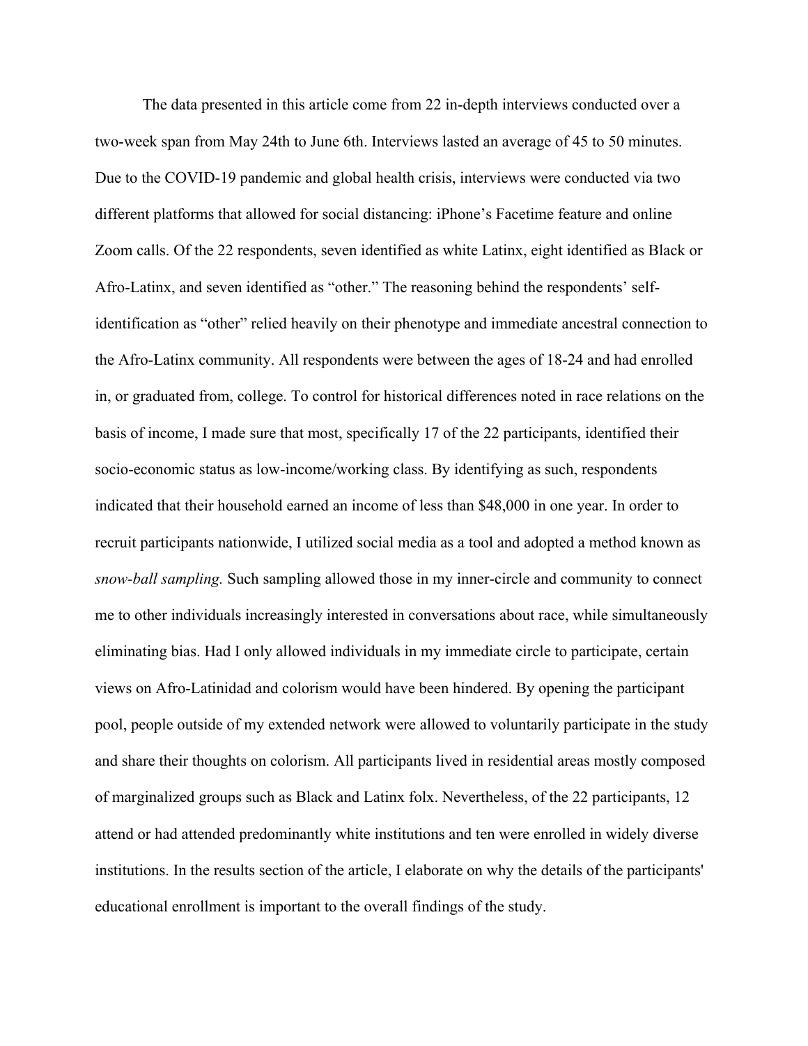The data presented in this article come from 22 in-depth interviews conducted over a two-week span from May 24th to June 6th. Interviews lasted an average of 45 to 50 minutes. Due to the COVID-19 pandemic and global health crisis, interviews were conducted via two different platforms that allowed for social distancing: iPhone's Facetime feature and online Zoom calls. Of the 22 respondents, seven identified as white Latinx, eight identified as Black or Afro-Latinx, and seven identified as "other." The reasoning behind the respondents' self-identification as "other" relied heavily on their phenotype and immediate ancestral connection to the Afro-Latinx community. All respondents were between the ages of 18-24 and had enrolled in, or graduated from, college. To control for historical differences noted in race relations on the basis of income, I made sure that most, specifically 17 of the 22 participants, identified their socio-economic status as low-income/working class. By identifying as such, respondents indicated that their household earned an income of less than $48,000 in one year. In order to recruit participants nationwide, I utilized social media as a tool and adopted a method known as *snow-ball sampling.* Such sampling allowed those in my inner-circle and community to connect me to other individuals increasingly interested in conversations about race, while simultaneously eliminating bias. Had I only allowed individuals in my immediate circle to participate, certain views on Afro-Latinidad and colorism would have been hindered. By opening the participant pool, people outside of my extended network were allowed to voluntarily participate in the study and share their thoughts on colorism. All participants lived in residential areas mostly composed of marginalized groups such as Black and Latinx folx. Nevertheless, of the 22 participants, 12 attend or had attended predominantly white institutions and ten were enrolled in widely diverse institutions. In the results section of the article, I elaborate on why the details of the participants' educational enrollment is important to the overall findings of the study.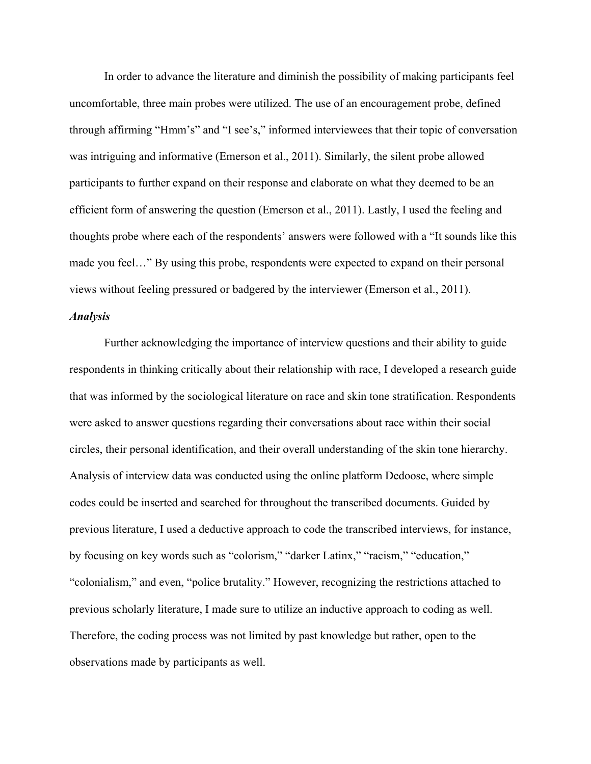In order to advance the literature and diminish the possibility of making participants feel uncomfortable, three main probes were utilized. The use of an encouragement probe, defined through affirming "Hmm's" and "I see's," informed interviewees that their topic of conversation was intriguing and informative (Emerson et al., 2011). Similarly, the silent probe allowed participants to further expand on their response and elaborate on what they deemed to be an efficient form of answering the question (Emerson et al., 2011). Lastly, I used the feeling and thoughts probe where each of the respondents' answers were followed with a "It sounds like this made you feel…" By using this probe, respondents were expected to expand on their personal views without feeling pressured or badgered by the interviewer (Emerson et al., 2011).

### *Analysis*

Further acknowledging the importance of interview questions and their ability to guide respondents in thinking critically about their relationship with race, I developed a research guide that was informed by the sociological literature on race and skin tone stratification. Respondents were asked to answer questions regarding their conversations about race within their social circles, their personal identification, and their overall understanding of the skin tone hierarchy. Analysis of interview data was conducted using the online platform Dedoose, where simple codes could be inserted and searched for throughout the transcribed documents. Guided by previous literature, I used a deductive approach to code the transcribed interviews, for instance, by focusing on key words such as "colorism," "darker Latinx," "racism," "education," "colonialism," and even, "police brutality." However, recognizing the restrictions attached to previous scholarly literature, I made sure to utilize an inductive approach to coding as well. Therefore, the coding process was not limited by past knowledge but rather, open to the observations made by participants as well.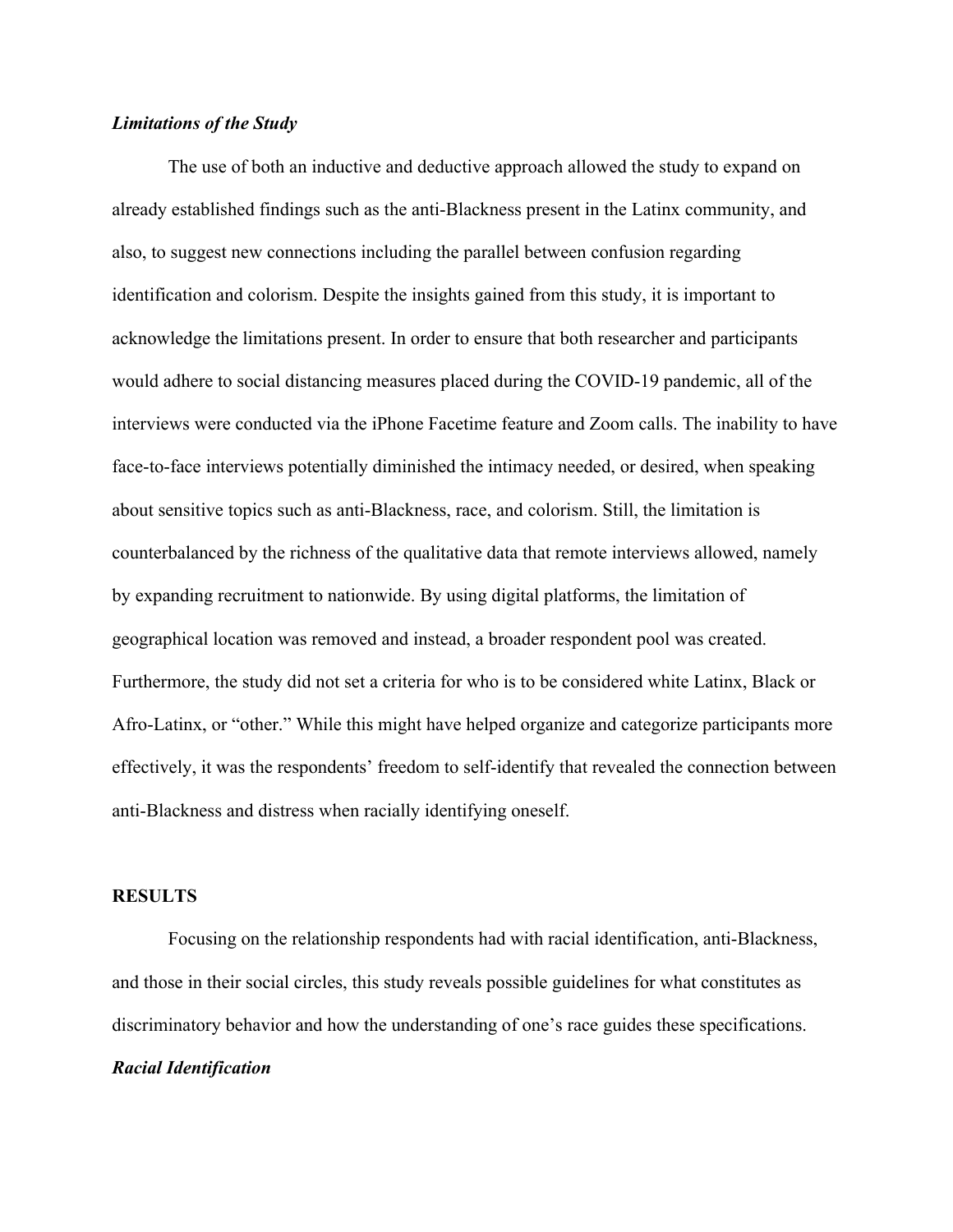***Limitations of the Study***

The use of both an inductive and deductive approach allowed the study to expand on already established findings such as the anti-Blackness present in the Latinx community, and also, to suggest new connections including the parallel between confusion regarding identification and colorism. Despite the insights gained from this study, it is important to acknowledge the limitations present. In order to ensure that both researcher and participants would adhere to social distancing measures placed during the COVID-19 pandemic, all of the interviews were conducted via the iPhone Facetime feature and Zoom calls. The inability to have face-to-face interviews potentially diminished the intimacy needed, or desired, when speaking about sensitive topics such as anti-Blackness, race, and colorism. Still, the limitation is counterbalanced by the richness of the qualitative data that remote interviews allowed, namely by expanding recruitment to nationwide. By using digital platforms, the limitation of geographical location was removed and instead, a broader respondent pool was created. Furthermore, the study did not set a criteria for who is to be considered white Latinx, Black or Afro-Latinx, or "other." While this might have helped organize and categorize participants more effectively, it was the respondents' freedom to self-identify that revealed the connection between anti-Blackness and distress when racially identifying oneself.

**RESULTS**

Focusing on the relationship respondents had with racial identification, anti-Blackness, and those in their social circles, this study reveals possible guidelines for what constitutes as discriminatory behavior and how the understanding of one's race guides these specifications.

***Racial Identification***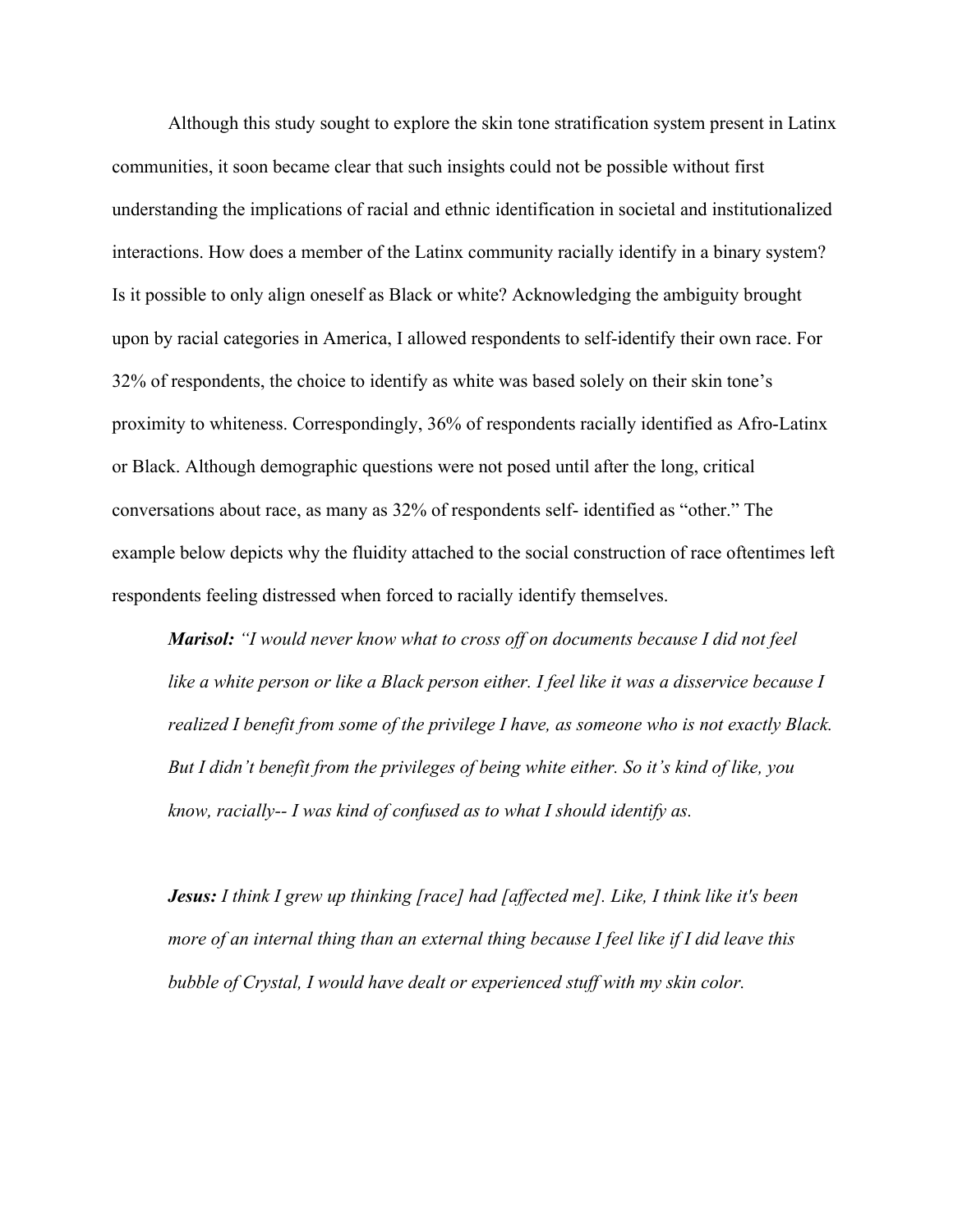Although this study sought to explore the skin tone stratification system present in Latinx communities, it soon became clear that such insights could not be possible without first understanding the implications of racial and ethnic identification in societal and institutionalized interactions. How does a member of the Latinx community racially identify in a binary system? Is it possible to only align oneself as Black or white? Acknowledging the ambiguity brought upon by racial categories in America, I allowed respondents to self-identify their own race. For 32% of respondents, the choice to identify as white was based solely on their skin tone's proximity to whiteness. Correspondingly, 36% of respondents racially identified as Afro-Latinx or Black. Although demographic questions were not posed until after the long, critical conversations about race, as many as 32% of respondents self- identified as "other." The example below depicts why the fluidity attached to the social construction of race oftentimes left respondents feeling distressed when forced to racially identify themselves.

> ***Marisol:*** *"I would never know what to cross off on documents because I did not feel like a white person or like a Black person either. I feel like it was a disservice because I realized I benefit from some of the privilege I have, as someone who is not exactly Black. But I didn't benefit from the privileges of being white either. So it's kind of like, you know, racially-- I was kind of confused as to what I should identify as.*
>
> ***Jesus:*** *I think I grew up thinking [race] had [affected me]. Like, I think like it's been more of an internal thing than an external thing because I feel like if I did leave this bubble of Crystal, I would have dealt or experienced stuff with my skin color.*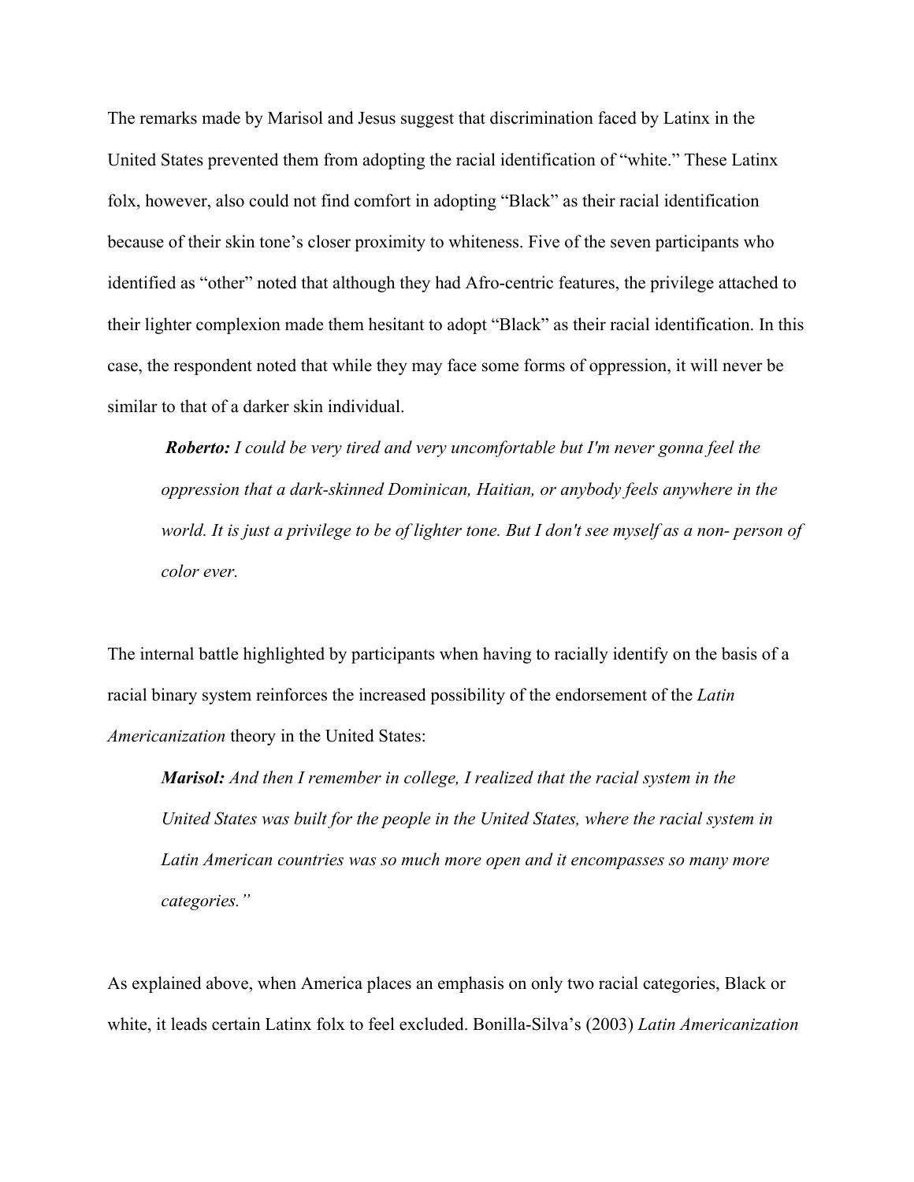The remarks made by Marisol and Jesus suggest that discrimination faced by Latinx in the United States prevented them from adopting the racial identification of "white." These Latinx folx, however, also could not find comfort in adopting "Black" as their racial identification because of their skin tone's closer proximity to whiteness. Five of the seven participants who identified as "other" noted that although they had Afro-centric features, the privilege attached to their lighter complexion made them hesitant to adopt "Black" as their racial identification. In this case, the respondent noted that while they may face some forms of oppression, it will never be similar to that of a darker skin individual.

> ***Roberto:*** *I could be very tired and very uncomfortable but I'm never gonna feel the oppression that a dark-skinned Dominican, Haitian, or anybody feels anywhere in the world. It is just a privilege to be of lighter tone. But I don't see myself as a non- person of color ever.*

The internal battle highlighted by participants when having to racially identify on the basis of a racial binary system reinforces the increased possibility of the endorsement of the *Latin Americanization* theory in the United States:

> ***Marisol:*** *And then I remember in college, I realized that the racial system in the United States was built for the people in the United States, where the racial system in Latin American countries was so much more open and it encompasses so many more categories."*

As explained above, when America places an emphasis on only two racial categories, Black or white, it leads certain Latinx folx to feel excluded. Bonilla-Silva's (2003) *Latin Americanization*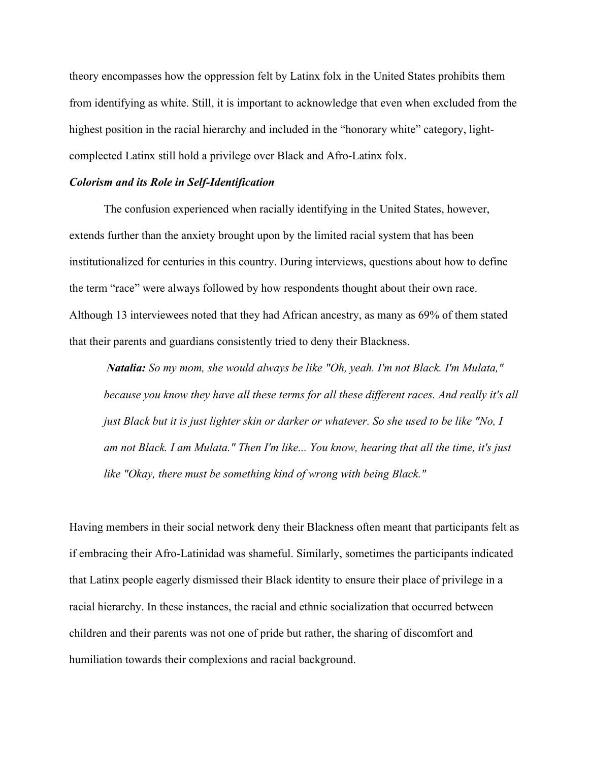theory encompasses how the oppression felt by Latinx folx in the United States prohibits them from identifying as white. Still, it is important to acknowledge that even when excluded from the highest position in the racial hierarchy and included in the "honorary white" category, light-complected Latinx still hold a privilege over Black and Afro-Latinx folx.

***Colorism and its Role in Self-Identification***

The confusion experienced when racially identifying in the United States, however, extends further than the anxiety brought upon by the limited racial system that has been institutionalized for centuries in this country. During interviews, questions about how to define the term "race" were always followed by how respondents thought about their own race. Although 13 interviewees noted that they had African ancestry, as many as 69% of them stated that their parents and guardians consistently tried to deny their Blackness.

> ***Natalia:*** *So my mom, she would always be like "Oh, yeah. I'm not Black. I'm Mulata," because you know they have all these terms for all these different races. And really it's all just Black but it is just lighter skin or darker or whatever. So she used to be like "No, I am not Black. I am Mulata." Then I'm like... You know, hearing that all the time, it's just like "Okay, there must be something kind of wrong with being Black."*

Having members in their social network deny their Blackness often meant that participants felt as if embracing their Afro-Latinidad was shameful. Similarly, sometimes the participants indicated that Latinx people eagerly dismissed their Black identity to ensure their place of privilege in a racial hierarchy. In these instances, the racial and ethnic socialization that occurred between children and their parents was not one of pride but rather, the sharing of discomfort and humiliation towards their complexions and racial background.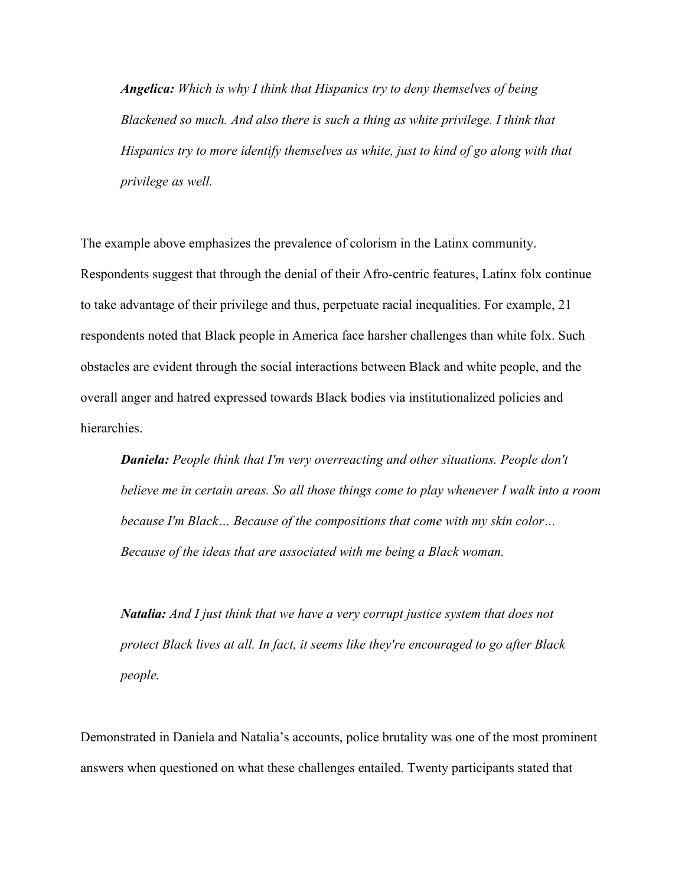***Angelica:*** *Which is why I think that Hispanics try to deny themselves of being Blackened so much. And also there is such a thing as white privilege. I think that Hispanics try to more identify themselves as white, just to kind of go along with that privilege as well.*

The example above emphasizes the prevalence of colorism in the Latinx community. Respondents suggest that through the denial of their Afro-centric features, Latinx folx continue to take advantage of their privilege and thus, perpetuate racial inequalities. For example, 21 respondents noted that Black people in America face harsher challenges than white folx. Such obstacles are evident through the social interactions between Black and white people, and the overall anger and hatred expressed towards Black bodies via institutionalized policies and hierarchies.

***Daniela:*** *People think that I'm very overreacting and other situations. People don't believe me in certain areas. So all those things come to play whenever I walk into a room because I'm Black… Because of the compositions that come with my skin color… Because of the ideas that are associated with me being a Black woman.*

***Natalia:*** *And I just think that we have a very corrupt justice system that does not protect Black lives at all. In fact, it seems like they're encouraged to go after Black people.*

Demonstrated in Daniela and Natalia's accounts, police brutality was one of the most prominent answers when questioned on what these challenges entailed. Twenty participants stated that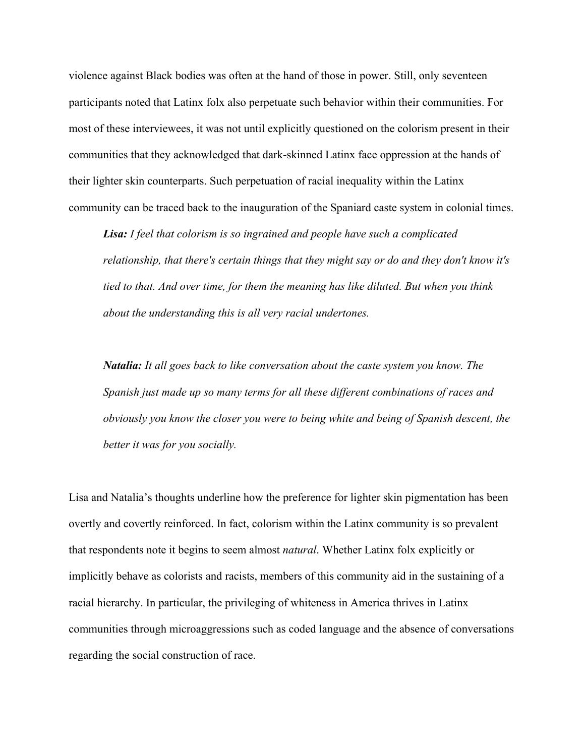violence against Black bodies was often at the hand of those in power. Still, only seventeen participants noted that Latinx folx also perpetuate such behavior within their communities. For most of these interviewees, it was not until explicitly questioned on the colorism present in their communities that they acknowledged that dark-skinned Latinx face oppression at the hands of their lighter skin counterparts. Such perpetuation of racial inequality within the Latinx community can be traced back to the inauguration of the Spaniard caste system in colonial times.

> ***Lisa:*** *I feel that colorism is so ingrained and people have such a complicated relationship, that there's certain things that they might say or do and they don't know it's tied to that. And over time, for them the meaning has like diluted. But when you think about the understanding this is all very racial undertones.*
>
> ***Natalia:*** *It all goes back to like conversation about the caste system you know. The Spanish just made up so many terms for all these different combinations of races and obviously you know the closer you were to being white and being of Spanish descent, the better it was for you socially.*

Lisa and Natalia's thoughts underline how the preference for lighter skin pigmentation has been overtly and covertly reinforced. In fact, colorism within the Latinx community is so prevalent that respondents note it begins to seem almost *natural*. Whether Latinx folx explicitly or implicitly behave as colorists and racists, members of this community aid in the sustaining of a racial hierarchy. In particular, the privileging of whiteness in America thrives in Latinx communities through microaggressions such as coded language and the absence of conversations regarding the social construction of race.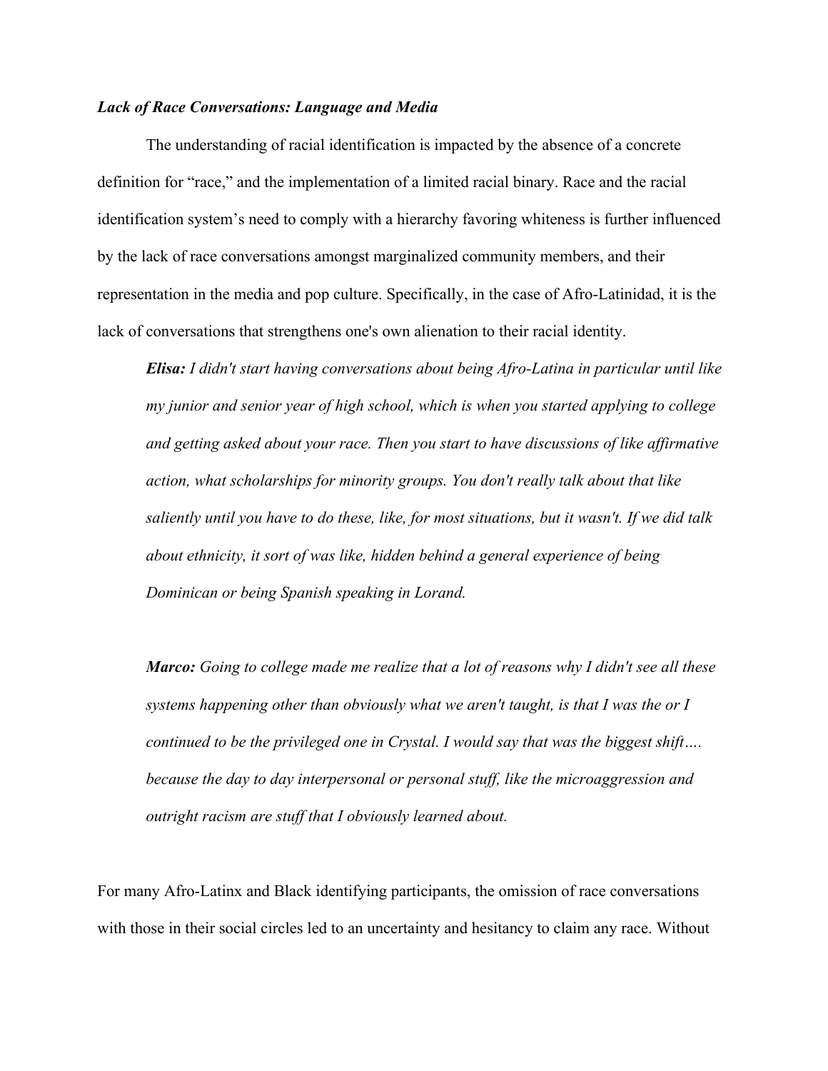***Lack of Race Conversations: Language and Media***

The understanding of racial identification is impacted by the absence of a concrete definition for "race," and the implementation of a limited racial binary. Race and the racial identification system's need to comply with a hierarchy favoring whiteness is further influenced by the lack of race conversations amongst marginalized community members, and their representation in the media and pop culture. Specifically, in the case of Afro-Latinidad, it is the lack of conversations that strengthens one's own alienation to their racial identity.

> ***Elisa:*** *I didn't start having conversations about being Afro-Latina in particular until like my junior and senior year of high school, which is when you started applying to college and getting asked about your race. Then you start to have discussions of like affirmative action, what scholarships for minority groups. You don't really talk about that like saliently until you have to do these, like, for most situations, but it wasn't. If we did talk about ethnicity, it sort of was like, hidden behind a general experience of being Dominican or being Spanish speaking in Lorand.*

> ***Marco:*** *Going to college made me realize that a lot of reasons why I didn't see all these systems happening other than obviously what we aren't taught, is that I was the or I continued to be the privileged one in Crystal. I would say that was the biggest shift…. because the day to day interpersonal or personal stuff, like the microaggression and outright racism are stuff that I obviously learned about.*

For many Afro-Latinx and Black identifying participants, the omission of race conversations with those in their social circles led to an uncertainty and hesitancy to claim any race. Without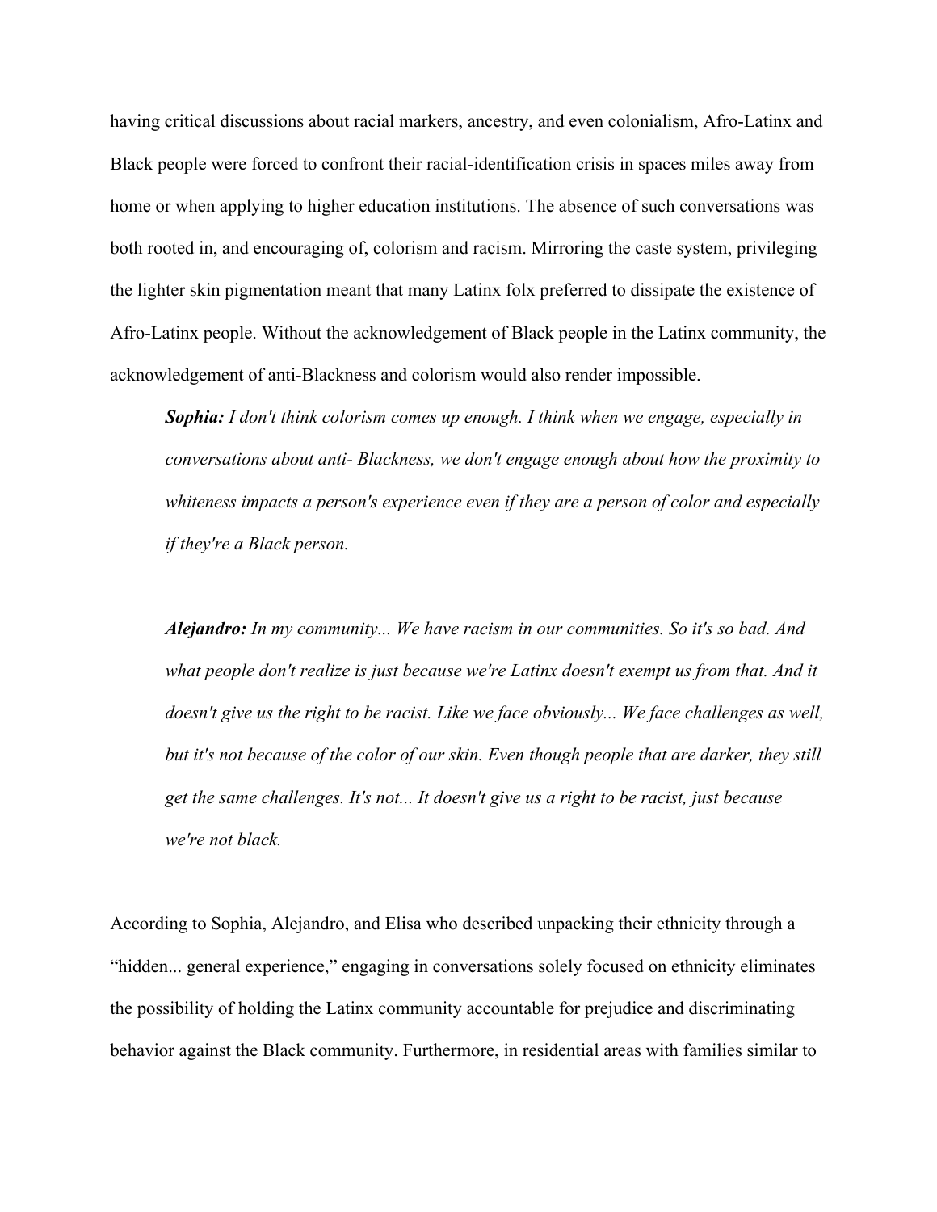having critical discussions about racial markers, ancestry, and even colonialism, Afro-Latinx and Black people were forced to confront their racial-identification crisis in spaces miles away from home or when applying to higher education institutions. The absence of such conversations was both rooted in, and encouraging of, colorism and racism. Mirroring the caste system, privileging the lighter skin pigmentation meant that many Latinx folx preferred to dissipate the existence of Afro-Latinx people. Without the acknowledgement of Black people in the Latinx community, the acknowledgement of anti-Blackness and colorism would also render impossible.

> ***Sophia:*** *I don't think colorism comes up enough. I think when we engage, especially in conversations about anti- Blackness, we don't engage enough about how the proximity to whiteness impacts a person's experience even if they are a person of color and especially if they're a Black person.*
>
> ***Alejandro:*** *In my community... We have racism in our communities. So it's so bad. And what people don't realize is just because we're Latinx doesn't exempt us from that. And it doesn't give us the right to be racist. Like we face obviously... We face challenges as well, but it's not because of the color of our skin. Even though people that are darker, they still get the same challenges. It's not... It doesn't give us a right to be racist, just because we're not black.*

According to Sophia, Alejandro, and Elisa who described unpacking their ethnicity through a "hidden... general experience," engaging in conversations solely focused on ethnicity eliminates the possibility of holding the Latinx community accountable for prejudice and discriminating behavior against the Black community. Furthermore, in residential areas with families similar to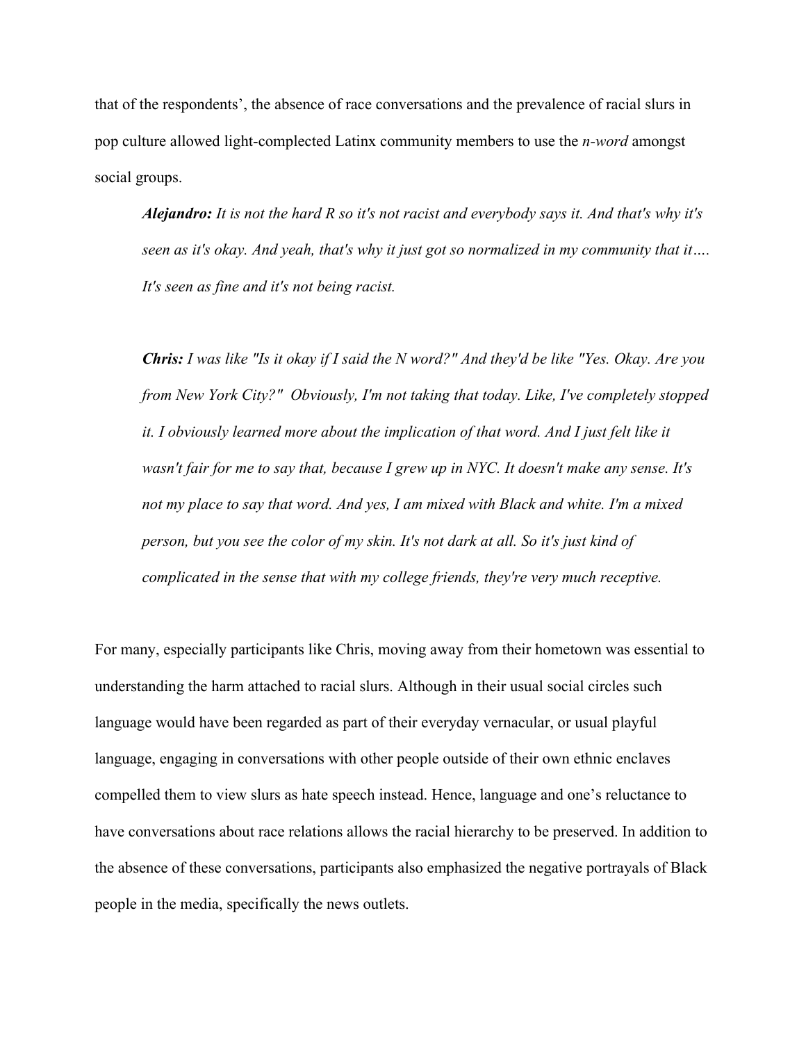that of the respondents', the absence of race conversations and the prevalence of racial slurs in pop culture allowed light-complected Latinx community members to use the *n-word* amongst social groups.

> ***Alejandro:*** *It is not the hard R so it's not racist and everybody says it. And that's why it's seen as it's okay. And yeah, that's why it just got so normalized in my community that it…. It's seen as fine and it's not being racist.*

> ***Chris:*** *I was like "Is it okay if I said the N word?" And they'd be like "Yes. Okay. Are you from New York City?" Obviously, I'm not taking that today. Like, I've completely stopped it. I obviously learned more about the implication of that word. And I just felt like it wasn't fair for me to say that, because I grew up in NYC. It doesn't make any sense. It's not my place to say that word. And yes, I am mixed with Black and white. I'm a mixed person, but you see the color of my skin. It's not dark at all. So it's just kind of complicated in the sense that with my college friends, they're very much receptive.*

For many, especially participants like Chris, moving away from their hometown was essential to understanding the harm attached to racial slurs. Although in their usual social circles such language would have been regarded as part of their everyday vernacular, or usual playful language, engaging in conversations with other people outside of their own ethnic enclaves compelled them to view slurs as hate speech instead. Hence, language and one's reluctance to have conversations about race relations allows the racial hierarchy to be preserved. In addition to the absence of these conversations, participants also emphasized the negative portrayals of Black people in the media, specifically the news outlets.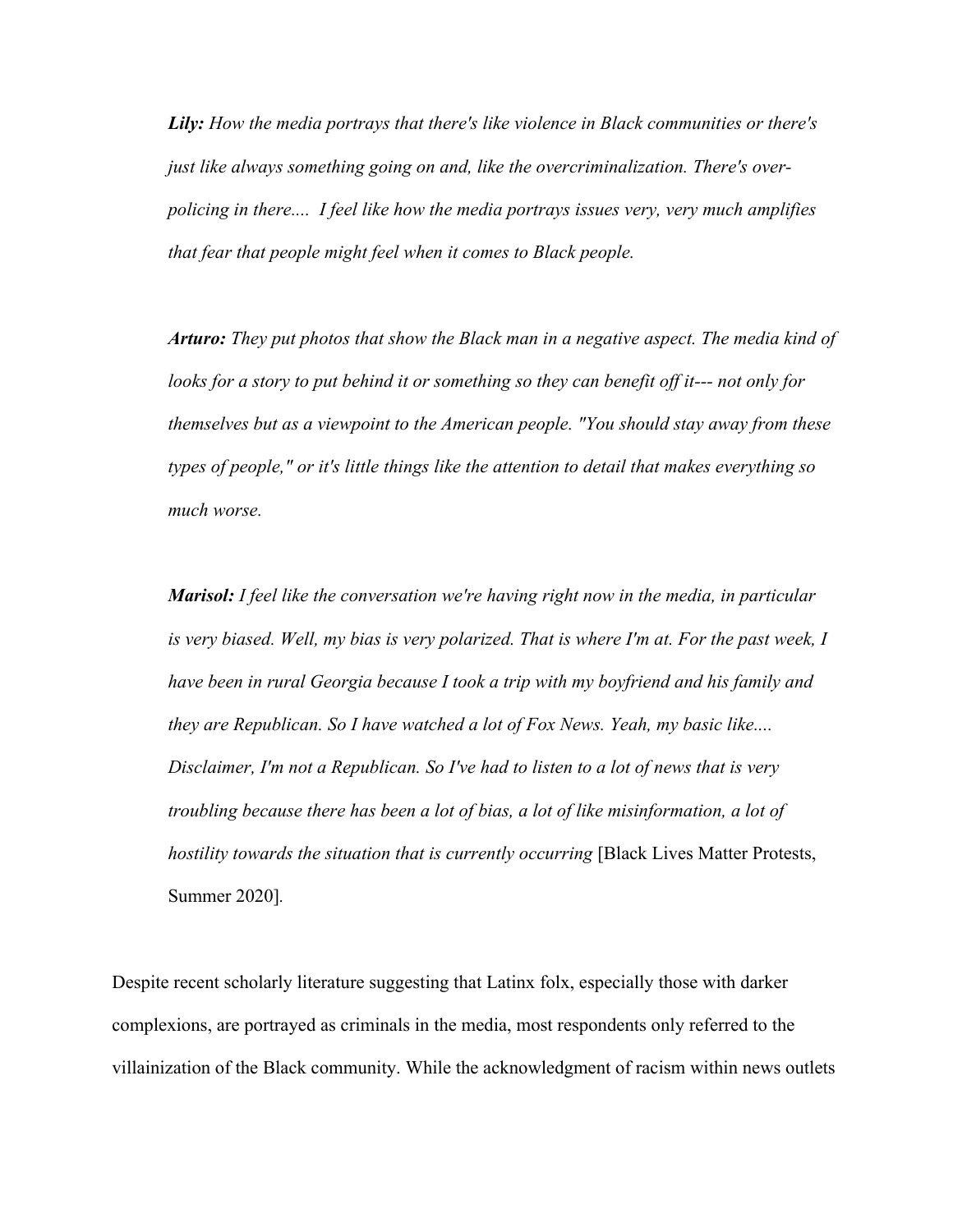> ***Lily:*** *How the media portrays that there's like violence in Black communities or there's just like always something going on and, like the overcriminalization. There's over-policing in there.... I feel like how the media portrays issues very, very much amplifies that fear that people might feel when it comes to Black people.*
>
> ***Arturo:*** *They put photos that show the Black man in a negative aspect. The media kind of looks for a story to put behind it or something so they can benefit off it--- not only for themselves but as a viewpoint to the American people. "You should stay away from these types of people," or it's little things like the attention to detail that makes everything so much worse.*
>
> ***Marisol:*** *I feel like the conversation we're having right now in the media, in particular is very biased. Well, my bias is very polarized. That is where I'm at. For the past week, I have been in rural Georgia because I took a trip with my boyfriend and his family and they are Republican. So I have watched a lot of Fox News. Yeah, my basic like.... Disclaimer, I'm not a Republican. So I've had to listen to a lot of news that is very troubling because there has been a lot of bias, a lot of like misinformation, a lot of hostility towards the situation that is currently occurring* [Black Lives Matter Protests, Summer 2020].

Despite recent scholarly literature suggesting that Latinx folx, especially those with darker complexions, are portrayed as criminals in the media, most respondents only referred to the villainization of the Black community. While the acknowledgment of racism within news outlets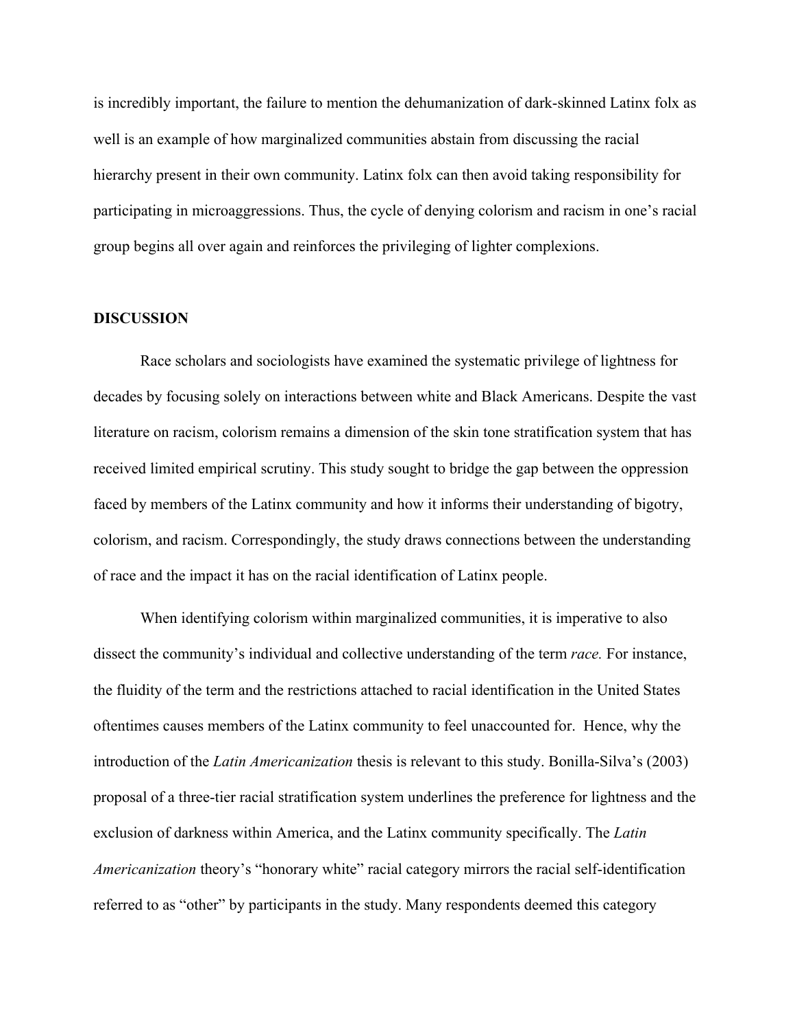is incredibly important, the failure to mention the dehumanization of dark-skinned Latinx folx as well is an example of how marginalized communities abstain from discussing the racial hierarchy present in their own community. Latinx folx can then avoid taking responsibility for participating in microaggressions. Thus, the cycle of denying colorism and racism in one's racial group begins all over again and reinforces the privileging of lighter complexions.

## DISCUSSION

Race scholars and sociologists have examined the systematic privilege of lightness for decades by focusing solely on interactions between white and Black Americans. Despite the vast literature on racism, colorism remains a dimension of the skin tone stratification system that has received limited empirical scrutiny. This study sought to bridge the gap between the oppression faced by members of the Latinx community and how it informs their understanding of bigotry, colorism, and racism. Correspondingly, the study draws connections between the understanding of race and the impact it has on the racial identification of Latinx people.

When identifying colorism within marginalized communities, it is imperative to also dissect the community's individual and collective understanding of the term *race.* For instance, the fluidity of the term and the restrictions attached to racial identification in the United States oftentimes causes members of the Latinx community to feel unaccounted for. Hence, why the introduction of the *Latin Americanization* thesis is relevant to this study. Bonilla-Silva's (2003) proposal of a three-tier racial stratification system underlines the preference for lightness and the exclusion of darkness within America, and the Latinx community specifically. The *Latin Americanization* theory's "honorary white" racial category mirrors the racial self-identification referred to as "other" by participants in the study. Many respondents deemed this category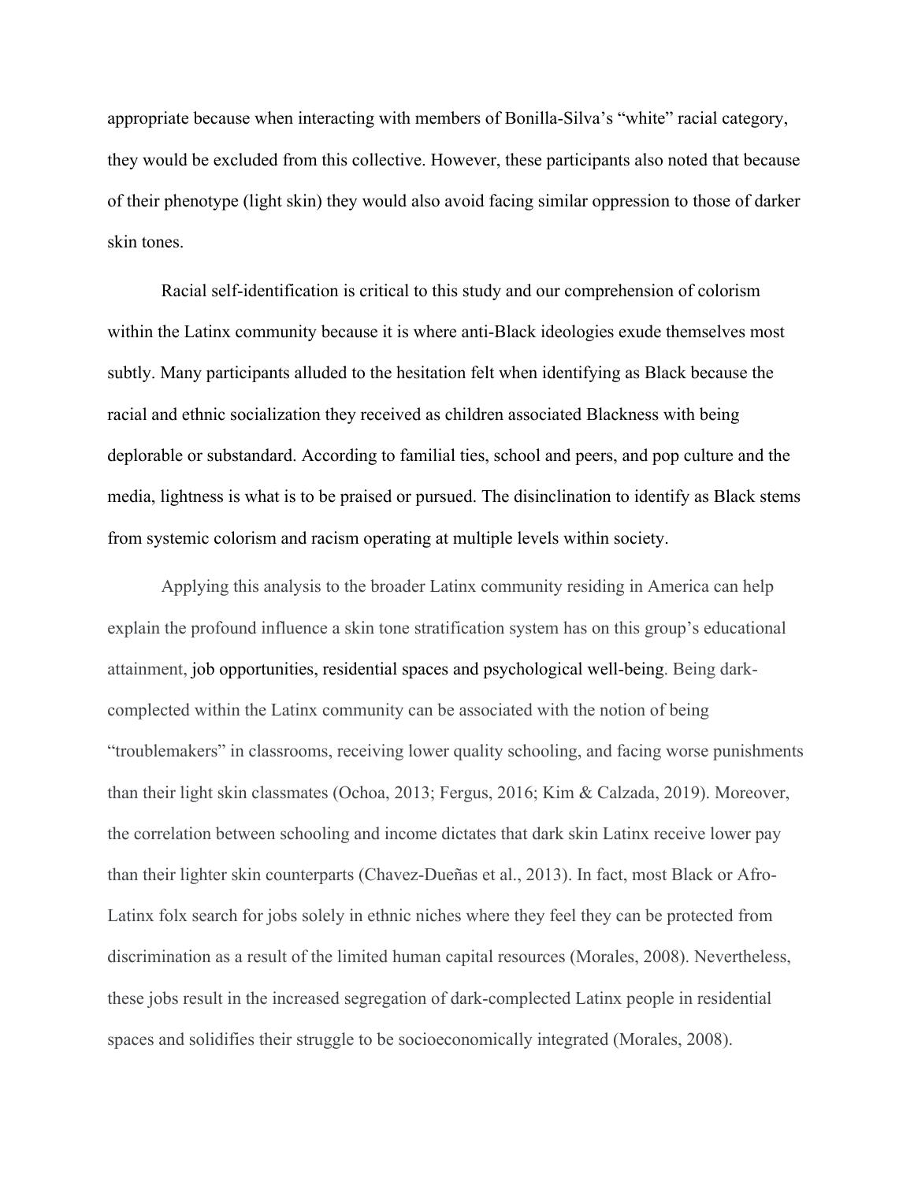appropriate because when interacting with members of Bonilla-Silva's "white" racial category, they would be excluded from this collective. However, these participants also noted that because of their phenotype (light skin) they would also avoid facing similar oppression to those of darker skin tones.

Racial self-identification is critical to this study and our comprehension of colorism within the Latinx community because it is where anti-Black ideologies exude themselves most subtly. Many participants alluded to the hesitation felt when identifying as Black because the racial and ethnic socialization they received as children associated Blackness with being deplorable or substandard. According to familial ties, school and peers, and pop culture and the media, lightness is what is to be praised or pursued. The disinclination to identify as Black stems from systemic colorism and racism operating at multiple levels within society.

Applying this analysis to the broader Latinx community residing in America can help explain the profound influence a skin tone stratification system has on this group's educational attainment, job opportunities, residential spaces and psychological well-being. Being dark-complected within the Latinx community can be associated with the notion of being "troublemakers" in classrooms, receiving lower quality schooling, and facing worse punishments than their light skin classmates (Ochoa, 2013; Fergus, 2016; Kim & Calzada, 2019). Moreover, the correlation between schooling and income dictates that dark skin Latinx receive lower pay than their lighter skin counterparts (Chavez-Dueñas et al., 2013). In fact, most Black or Afro-Latinx folx search for jobs solely in ethnic niches where they feel they can be protected from discrimination as a result of the limited human capital resources (Morales, 2008). Nevertheless, these jobs result in the increased segregation of dark-complected Latinx people in residential spaces and solidifies their struggle to be socioeconomically integrated (Morales, 2008).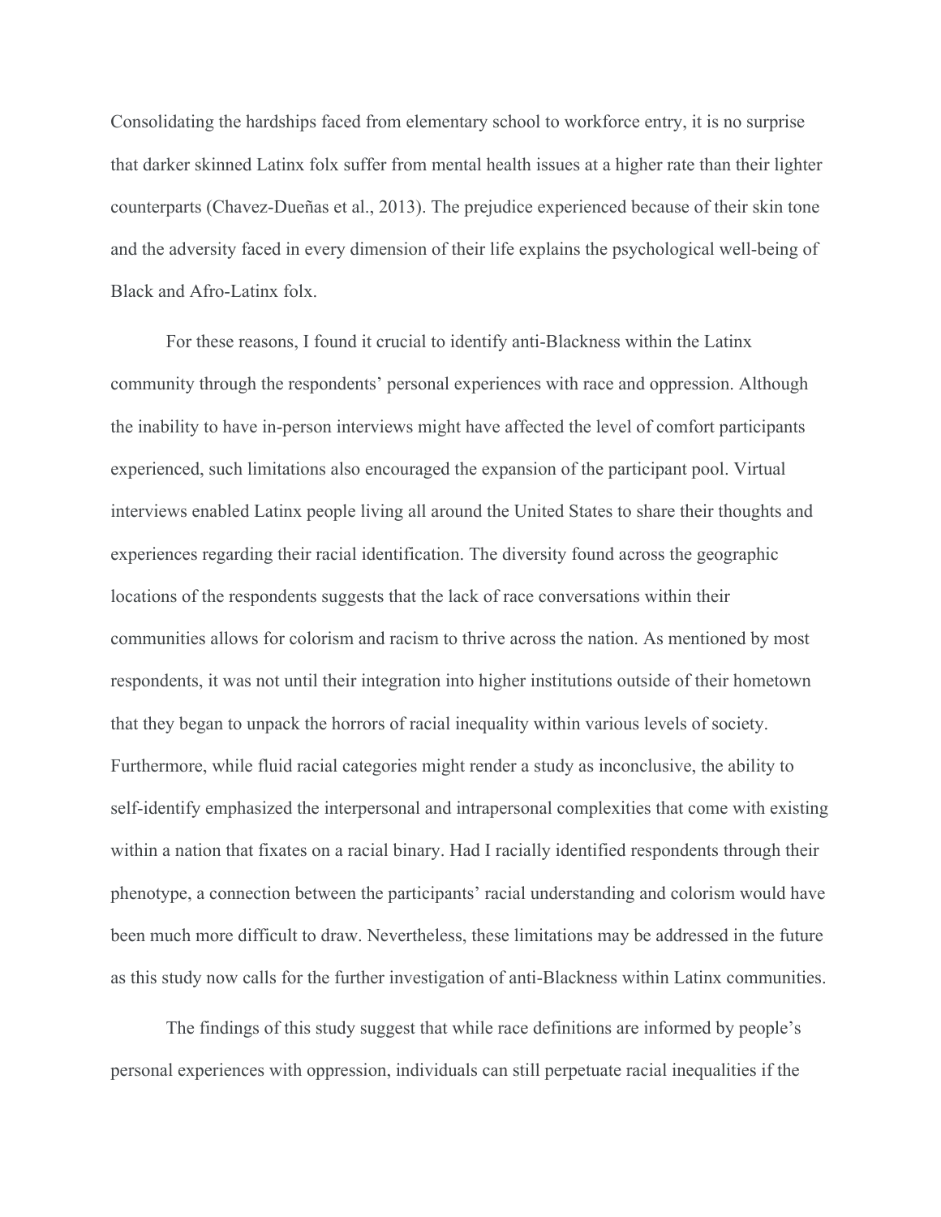Consolidating the hardships faced from elementary school to workforce entry, it is no surprise that darker skinned Latinx folx suffer from mental health issues at a higher rate than their lighter counterparts (Chavez-Dueñas et al., 2013). The prejudice experienced because of their skin tone and the adversity faced in every dimension of their life explains the psychological well-being of Black and Afro-Latinx folx.

For these reasons, I found it crucial to identify anti-Blackness within the Latinx community through the respondents' personal experiences with race and oppression. Although the inability to have in-person interviews might have affected the level of comfort participants experienced, such limitations also encouraged the expansion of the participant pool. Virtual interviews enabled Latinx people living all around the United States to share their thoughts and experiences regarding their racial identification. The diversity found across the geographic locations of the respondents suggests that the lack of race conversations within their communities allows for colorism and racism to thrive across the nation. As mentioned by most respondents, it was not until their integration into higher institutions outside of their hometown that they began to unpack the horrors of racial inequality within various levels of society. Furthermore, while fluid racial categories might render a study as inconclusive, the ability to self-identify emphasized the interpersonal and intrapersonal complexities that come with existing within a nation that fixates on a racial binary. Had I racially identified respondents through their phenotype, a connection between the participants' racial understanding and colorism would have been much more difficult to draw. Nevertheless, these limitations may be addressed in the future as this study now calls for the further investigation of anti-Blackness within Latinx communities.

The findings of this study suggest that while race definitions are informed by people's personal experiences with oppression, individuals can still perpetuate racial inequalities if the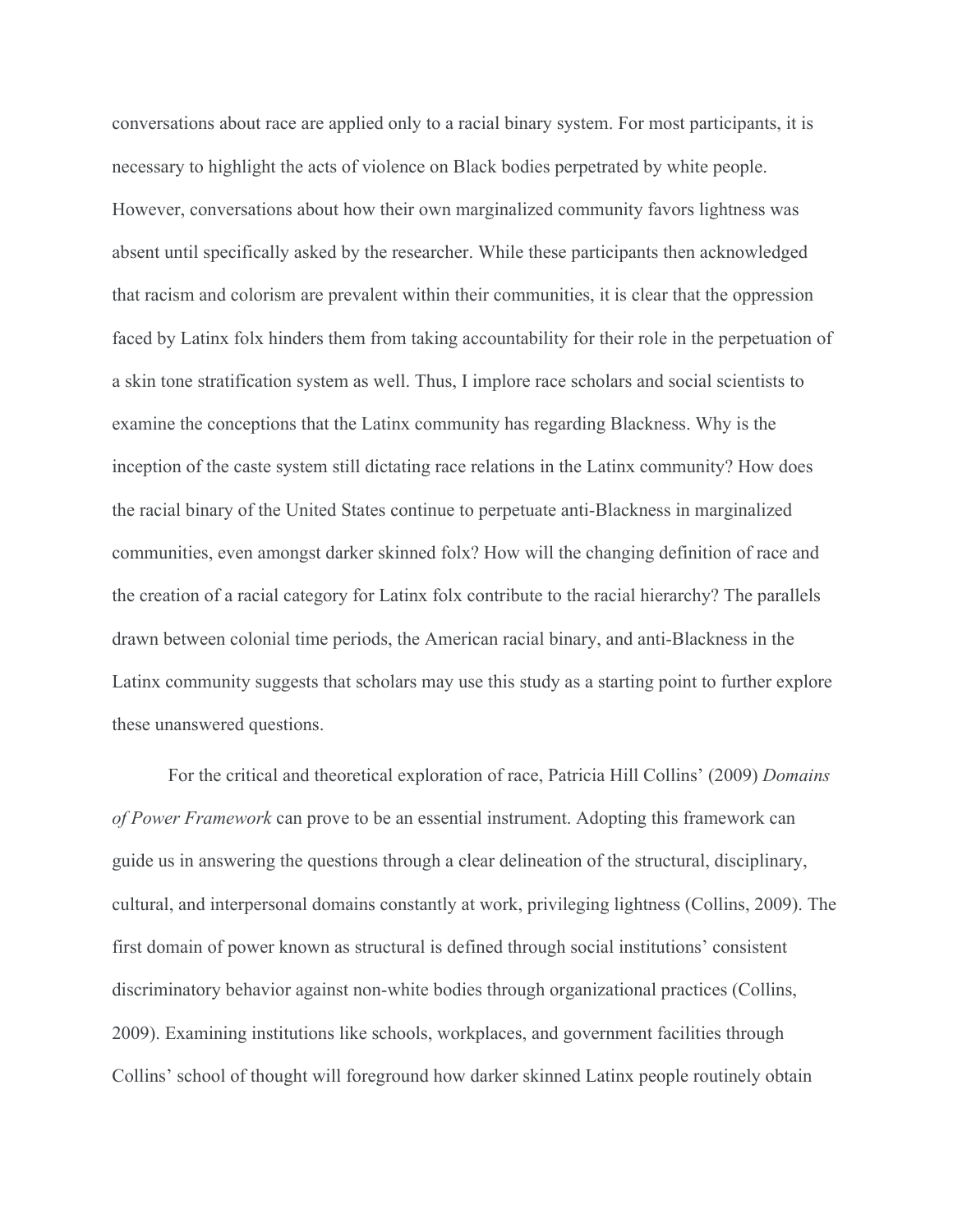conversations about race are applied only to a racial binary system. For most participants, it is necessary to highlight the acts of violence on Black bodies perpetrated by white people. However, conversations about how their own marginalized community favors lightness was absent until specifically asked by the researcher. While these participants then acknowledged that racism and colorism are prevalent within their communities, it is clear that the oppression faced by Latinx folx hinders them from taking accountability for their role in the perpetuation of a skin tone stratification system as well. Thus, I implore race scholars and social scientists to examine the conceptions that the Latinx community has regarding Blackness. Why is the inception of the caste system still dictating race relations in the Latinx community? How does the racial binary of the United States continue to perpetuate anti-Blackness in marginalized communities, even amongst darker skinned folx? How will the changing definition of race and the creation of a racial category for Latinx folx contribute to the racial hierarchy? The parallels drawn between colonial time periods, the American racial binary, and anti-Blackness in the Latinx community suggests that scholars may use this study as a starting point to further explore these unanswered questions.

For the critical and theoretical exploration of race, Patricia Hill Collins' (2009) *Domains of Power Framework* can prove to be an essential instrument. Adopting this framework can guide us in answering the questions through a clear delineation of the structural, disciplinary, cultural, and interpersonal domains constantly at work, privileging lightness (Collins, 2009). The first domain of power known as structural is defined through social institutions' consistent discriminatory behavior against non-white bodies through organizational practices (Collins, 2009). Examining institutions like schools, workplaces, and government facilities through Collins' school of thought will foreground how darker skinned Latinx people routinely obtain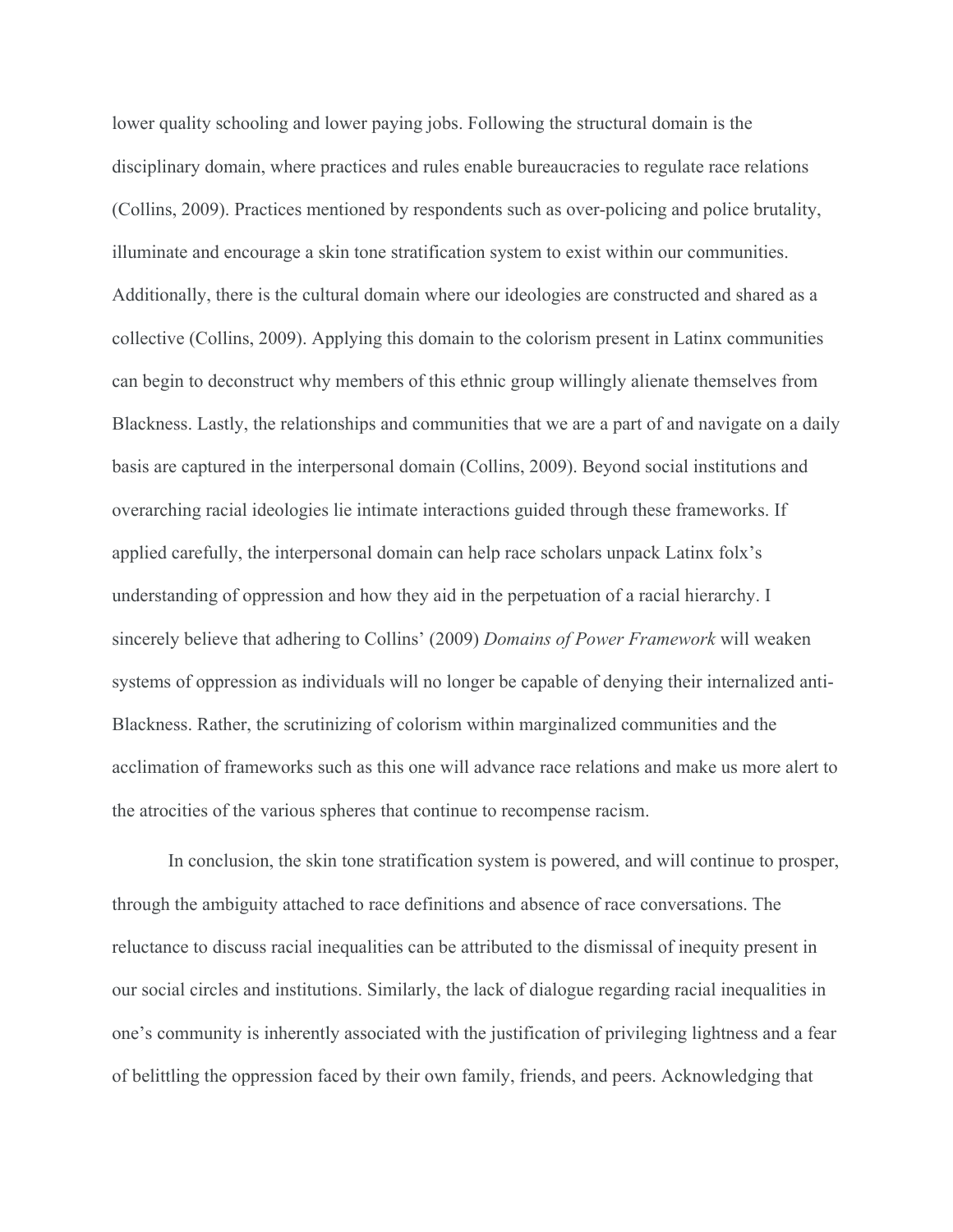lower quality schooling and lower paying jobs. Following the structural domain is the disciplinary domain, where practices and rules enable bureaucracies to regulate race relations (Collins, 2009). Practices mentioned by respondents such as over-policing and police brutality, illuminate and encourage a skin tone stratification system to exist within our communities. Additionally, there is the cultural domain where our ideologies are constructed and shared as a collective (Collins, 2009). Applying this domain to the colorism present in Latinx communities can begin to deconstruct why members of this ethnic group willingly alienate themselves from Blackness. Lastly, the relationships and communities that we are a part of and navigate on a daily basis are captured in the interpersonal domain (Collins, 2009). Beyond social institutions and overarching racial ideologies lie intimate interactions guided through these frameworks. If applied carefully, the interpersonal domain can help race scholars unpack Latinx folx's understanding of oppression and how they aid in the perpetuation of a racial hierarchy. I sincerely believe that adhering to Collins' (2009) *Domains of Power Framework* will weaken systems of oppression as individuals will no longer be capable of denying their internalized anti-Blackness. Rather, the scrutinizing of colorism within marginalized communities and the acclimation of frameworks such as this one will advance race relations and make us more alert to the atrocities of the various spheres that continue to recompense racism.

In conclusion, the skin tone stratification system is powered, and will continue to prosper, through the ambiguity attached to race definitions and absence of race conversations. The reluctance to discuss racial inequalities can be attributed to the dismissal of inequity present in our social circles and institutions. Similarly, the lack of dialogue regarding racial inequalities in one's community is inherently associated with the justification of privileging lightness and a fear of belittling the oppression faced by their own family, friends, and peers. Acknowledging that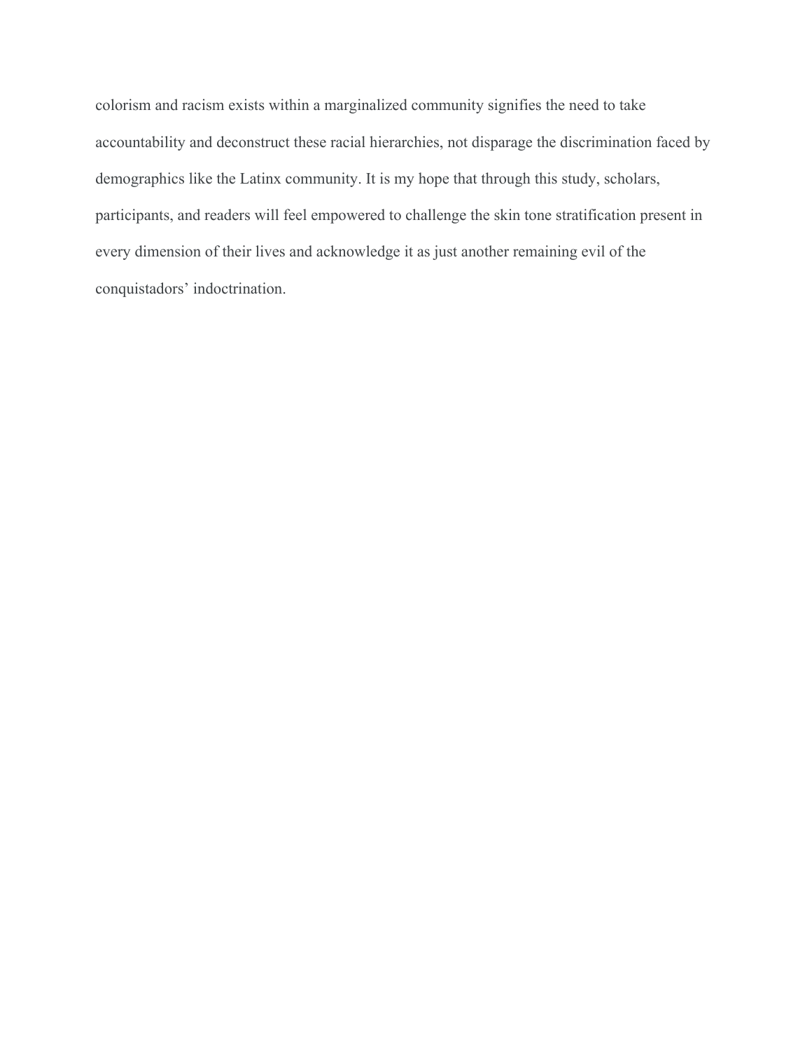colorism and racism exists within a marginalized community signifies the need to take accountability and deconstruct these racial hierarchies, not disparage the discrimination faced by demographics like the Latinx community. It is my hope that through this study, scholars, participants, and readers will feel empowered to challenge the skin tone stratification present in every dimension of their lives and acknowledge it as just another remaining evil of the conquistadors' indoctrination.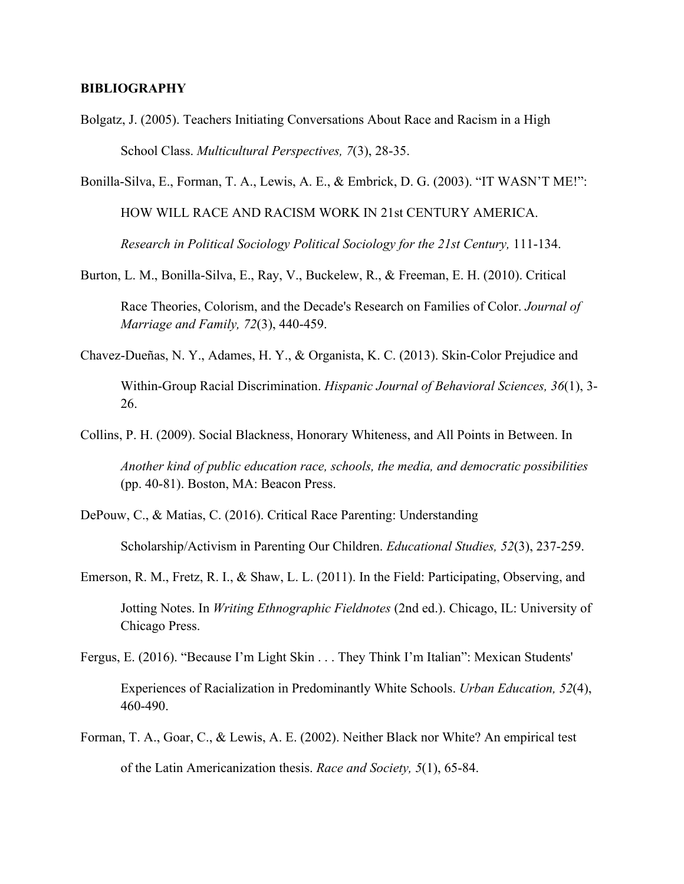**BIBLIOGRAPHY**

Bolgatz, J. (2005). Teachers Initiating Conversations About Race and Racism in a High School Class. *Multicultural Perspectives, 7*(3), 28-35.

Bonilla-Silva, E., Forman, T. A., Lewis, A. E., & Embrick, D. G. (2003). "IT WASN'T ME!": HOW WILL RACE AND RACISM WORK IN 21st CENTURY AMERICA. *Research in Political Sociology Political Sociology for the 21st Century,* 111-134.

Burton, L. M., Bonilla-Silva, E., Ray, V., Buckelew, R., & Freeman, E. H. (2010). Critical Race Theories, Colorism, and the Decade's Research on Families of Color. *Journal of Marriage and Family, 72*(3), 440-459.

Chavez-Dueñas, N. Y., Adames, H. Y., & Organista, K. C. (2013). Skin-Color Prejudice and Within-Group Racial Discrimination. *Hispanic Journal of Behavioral Sciences, 36*(1), 3-26.

Collins, P. H. (2009). Social Blackness, Honorary Whiteness, and All Points in Between. In *Another kind of public education race, schools, the media, and democratic possibilities* (pp. 40-81). Boston, MA: Beacon Press.

DePouw, C., & Matias, C. (2016). Critical Race Parenting: Understanding Scholarship/Activism in Parenting Our Children. *Educational Studies, 52*(3), 237-259.

Emerson, R. M., Fretz, R. I., & Shaw, L. L. (2011). In the Field: Participating, Observing, and Jotting Notes. In *Writing Ethnographic Fieldnotes* (2nd ed.). Chicago, IL: University of Chicago Press.

Fergus, E. (2016). "Because I'm Light Skin . . . They Think I'm Italian": Mexican Students' Experiences of Racialization in Predominantly White Schools. *Urban Education, 52*(4), 460-490.

Forman, T. A., Goar, C., & Lewis, A. E. (2002). Neither Black nor White? An empirical test of the Latin Americanization thesis. *Race and Society, 5*(1), 65-84.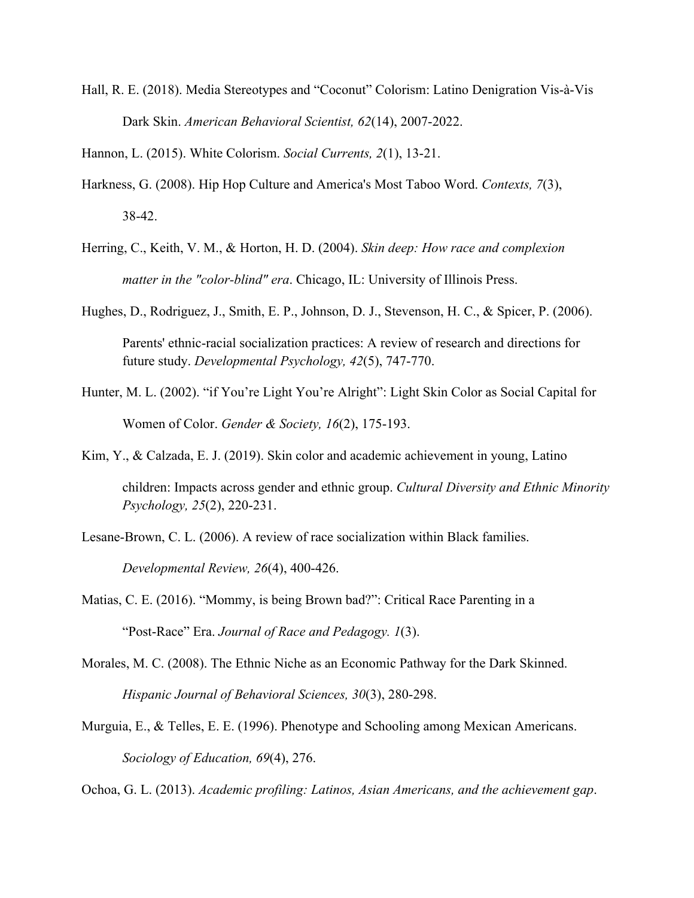Hall, R. E. (2018). Media Stereotypes and "Coconut" Colorism: Latino Denigration Vis-à-Vis Dark Skin. *American Behavioral Scientist, 62*(14), 2007-2022.

Hannon, L. (2015). White Colorism. *Social Currents, 2*(1), 13-21.

Harkness, G. (2008). Hip Hop Culture and America's Most Taboo Word. *Contexts, 7*(3), 38-42.

Herring, C., Keith, V. M., & Horton, H. D. (2004). *Skin deep: How race and complexion matter in the "color-blind" era*. Chicago, IL: University of Illinois Press.

Hughes, D., Rodriguez, J., Smith, E. P., Johnson, D. J., Stevenson, H. C., & Spicer, P. (2006). Parents' ethnic-racial socialization practices: A review of research and directions for future study. *Developmental Psychology, 42*(5), 747-770.

Hunter, M. L. (2002). "if You're Light You're Alright": Light Skin Color as Social Capital for Women of Color. *Gender & Society, 16*(2), 175-193.

Kim, Y., & Calzada, E. J. (2019). Skin color and academic achievement in young, Latino children: Impacts across gender and ethnic group. *Cultural Diversity and Ethnic Minority Psychology, 25*(2), 220-231.

Lesane-Brown, C. L. (2006). A review of race socialization within Black families. *Developmental Review, 26*(4), 400-426.

Matias, C. E. (2016). "Mommy, is being Brown bad?": Critical Race Parenting in a "Post-Race" Era. *Journal of Race and Pedagogy. 1*(3).

Morales, M. C. (2008). The Ethnic Niche as an Economic Pathway for the Dark Skinned. *Hispanic Journal of Behavioral Sciences, 30*(3), 280-298.

Murguia, E., & Telles, E. E. (1996). Phenotype and Schooling among Mexican Americans. *Sociology of Education, 69*(4), 276.

Ochoa, G. L. (2013). *Academic profiling: Latinos, Asian Americans, and the achievement gap*.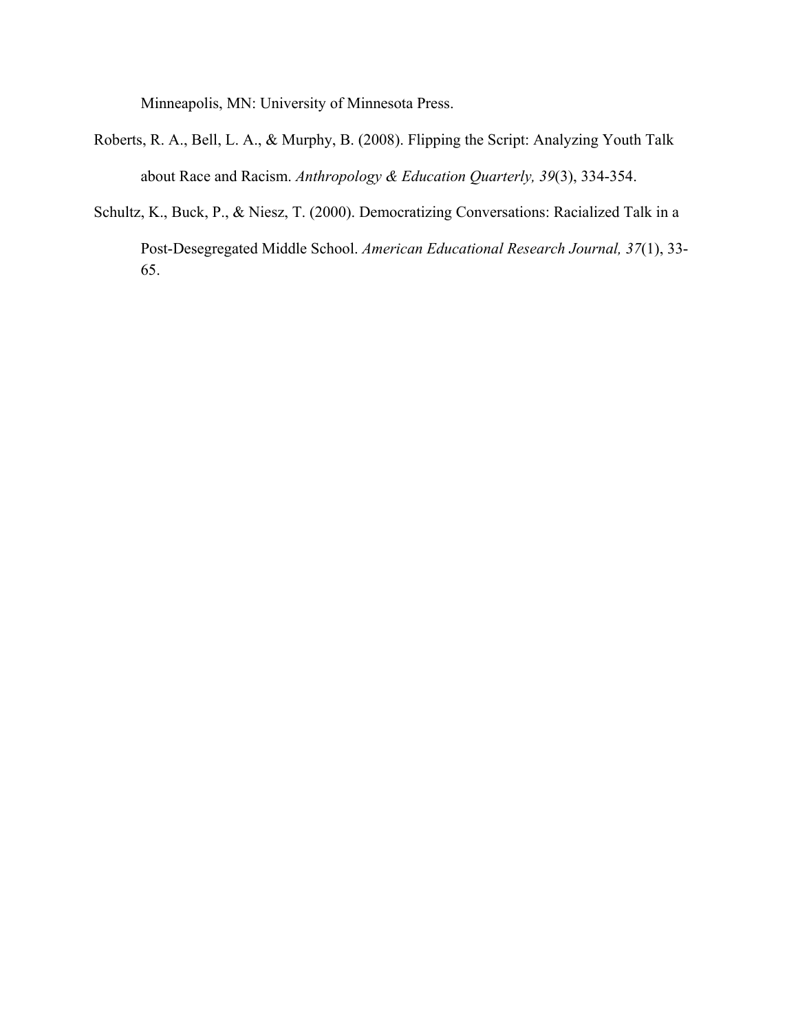Minneapolis, MN: University of Minnesota Press.

Roberts, R. A., Bell, L. A., & Murphy, B. (2008). Flipping the Script: Analyzing Youth Talk about Race and Racism. *Anthropology & Education Quarterly, 39*(3), 334-354.

Schultz, K., Buck, P., & Niesz, T. (2000). Democratizing Conversations: Racialized Talk in a Post-Desegregated Middle School. *American Educational Research Journal, 37*(1), 33-65.